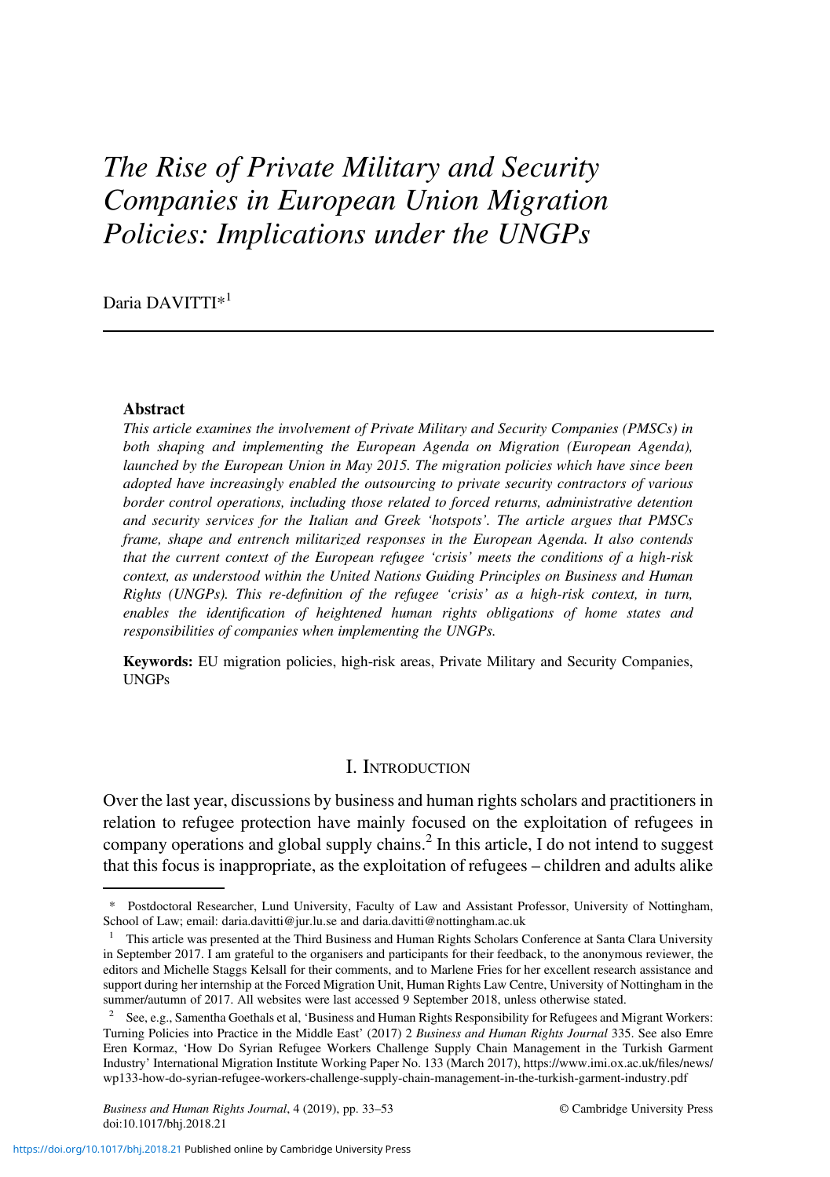# *The Rise of Private Military and Security Companies in European Union Migration Policies: Implications under the UNGPs*

Daria DAVITTI*[1]

### Abstract

*This article examines the involvement of Private Military and Security Companies (PMSCs) in both shaping and implementing the European Agenda on Migration (European Agenda), launched by the European Union in May 2015. The migration policies which have since been adopted have increasingly enabled the outsourcing to private security contractors of various border control operations, including those related to forced returns, administrative detention and security services for the Italian and Greek 'hotspots'. The article argues that PMSCs frame, shape and entrench militarized responses in the European Agenda. It also contends that the current context of the European refugee 'crisis' meets the conditions of a high-risk context, as understood within the United Nations Guiding Principles on Business and Human Rights (UNGPs). This re-definition of the refugee 'crisis' as a high-risk context, in turn, enables the identification of heightened human rights obligations of home states and responsibilities of companies when implementing the UNGPs.*

**Keywords:** EU migration policies, high-risk areas, Private Military and Security Companies, UNGPs

## I. Introduction

Over the last year, discussions by business and human rights scholars and practitioners in relation to refugee protection have mainly focused on the exploitation of refugees in company operations and global supply chains.[2] In this article, I do not intend to suggest that this focus is inappropriate, as the exploitation of refugees – children and adults alike

---

\* Postdoctoral Researcher, Lund University, Faculty of Law and Assistant Professor, University of Nottingham, School of Law; email: daria.davitti@jur.lu.se and daria.davitti@nottingham.ac.uk

[1] This article was presented at the Third Business and Human Rights Scholars Conference at Santa Clara University in September 2017. I am grateful to the organisers and participants for their feedback, to the anonymous reviewer, the editors and Michelle Staggs Kelsall for their comments, and to Marlene Fries for her excellent research assistance and support during her internship at the Forced Migration Unit, Human Rights Law Centre, University of Nottingham in the summer/autumn of 2017. All websites were last accessed 9 September 2018, unless otherwise stated.

[2] See, e.g., Samentha Goethals et al, 'Business and Human Rights Responsibility for Refugees and Migrant Workers: Turning Policies into Practice in the Middle East' (2017) 2 *Business and Human Rights Journal* 335. See also Emre Eren Kormaz, 'How Do Syrian Refugee Workers Challenge Supply Chain Management in the Turkish Garment Industry' International Migration Institute Working Paper No. 133 (March 2017), https://www.imi.ox.ac.uk/files/news/wp133-how-do-syrian-refugee-workers-challenge-supply-chain-management-in-the-turkish-garment-industry.pdf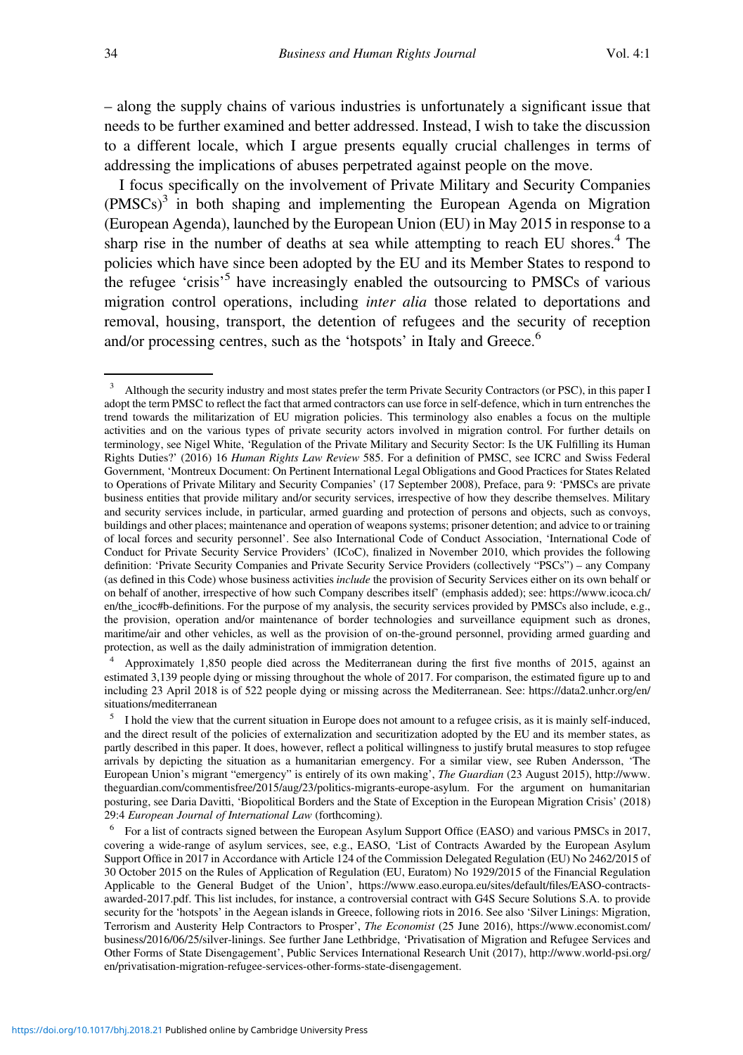– along the supply chains of various industries is unfortunately a significant issue that needs to be further examined and better addressed. Instead, I wish to take the discussion to a different locale, which I argue presents equally crucial challenges in terms of addressing the implications of abuses perpetrated against people on the move.

I focus specifically on the involvement of Private Military and Security Companies (PMSCs)[3] in both shaping and implementing the European Agenda on Migration (European Agenda), launched by the European Union (EU) in May 2015 in response to a sharp rise in the number of deaths at sea while attempting to reach EU shores.[4] The policies which have since been adopted by the EU and its Member States to respond to the refugee 'crisis'[5] have increasingly enabled the outsourcing to PMSCs of various migration control operations, including *inter alia* those related to deportations and removal, housing, transport, the detention of refugees and the security of reception and/or processing centres, such as the 'hotspots' in Italy and Greece.[6]

---

[3] Although the security industry and most states prefer the term Private Security Contractors (or PSC), in this paper I adopt the term PMSC to reflect the fact that armed contractors can use force in self-defence, which in turn entrenches the trend towards the militarization of EU migration policies. This terminology also enables a focus on the multiple activities and on the various types of private security actors involved in migration control. For further details on terminology, see Nigel White, 'Regulation of the Private Military and Security Sector: Is the UK Fulfilling its Human Rights Duties?' (2016) 16 *Human Rights Law Review* 585. For a definition of PMSC, see ICRC and Swiss Federal Government, 'Montreux Document: On Pertinent International Legal Obligations and Good Practices for States Related to Operations of Private Military and Security Companies' (17 September 2008), Preface, para 9: 'PMSCs are private business entities that provide military and/or security services, irrespective of how they describe themselves. Military and security services include, in particular, armed guarding and protection of persons and objects, such as convoys, buildings and other places; maintenance and operation of weapons systems; prisoner detention; and advice to or training of local forces and security personnel'. See also International Code of Conduct Association, 'International Code of Conduct for Private Security Service Providers' (ICoC), finalized in November 2010, which provides the following definition: 'Private Security Companies and Private Security Service Providers (collectively "PSCs") – any Company (as defined in this Code) whose business activities *include* the provision of Security Services either on its own behalf or on behalf of another, irrespective of how such Company describes itself' (emphasis added); see: https://www.icoca.ch/en/the_icoc#b-definitions. For the purpose of my analysis, the security services provided by PMSCs also include, e.g., the provision, operation and/or maintenance of border technologies and surveillance equipment such as drones, maritime/air and other vehicles, as well as the provision of on-the-ground personnel, providing armed guarding and protection, as well as the daily administration of immigration detention.

[4] Approximately 1,850 people died across the Mediterranean during the first five months of 2015, against an estimated 3,139 people dying or missing throughout the whole of 2017. For comparison, the estimated figure up to and including 23 April 2018 is of 522 people dying or missing across the Mediterranean. See: https://data2.unhcr.org/en/situations/mediterranean

[5] I hold the view that the current situation in Europe does not amount to a refugee crisis, as it is mainly self-induced, and the direct result of the policies of externalization and securitization adopted by the EU and its member states, as partly described in this paper. It does, however, reflect a political willingness to justify brutal measures to stop refugee arrivals by depicting the situation as a humanitarian emergency. For a similar view, see Ruben Andersson, 'The European Union's migrant "emergency" is entirely of its own making', *The Guardian* (23 August 2015), http://www.theguardian.com/commentisfree/2015/aug/23/politics-migrants-europe-asylum. For the argument on humanitarian posturing, see Daria Davitti, 'Biopolitical Borders and the State of Exception in the European Migration Crisis' (2018) 29:4 *European Journal of International Law* (forthcoming).

[6] For a list of contracts signed between the European Asylum Support Office (EASO) and various PMSCs in 2017, covering a wide-range of asylum services, see, e.g., EASO, 'List of Contracts Awarded by the European Asylum Support Office in 2017 in Accordance with Article 124 of the Commission Delegated Regulation (EU) No 2462/2015 of 30 October 2015 on the Rules of Application of Regulation (EU, Euratom) No 1929/2015 of the Financial Regulation Applicable to the General Budget of the Union', https://www.easo.europa.eu/sites/default/files/EASO-contracts-awarded-2017.pdf. This list includes, for instance, a controversial contract with G4S Secure Solutions S.A. to provide security for the 'hotspots' in the Aegean islands in Greece, following riots in 2016. See also 'Silver Linings: Migration, Terrorism and Austerity Help Contractors to Prosper', *The Economist* (25 June 2016), https://www.economist.com/business/2016/06/25/silver-linings. See further Jane Lethbridge, 'Privatisation of Migration and Refugee Services and Other Forms of State Disengagement', Public Services International Research Unit (2017), http://www.world-psi.org/en/privatisation-migration-refugee-services-other-forms-state-disengagement.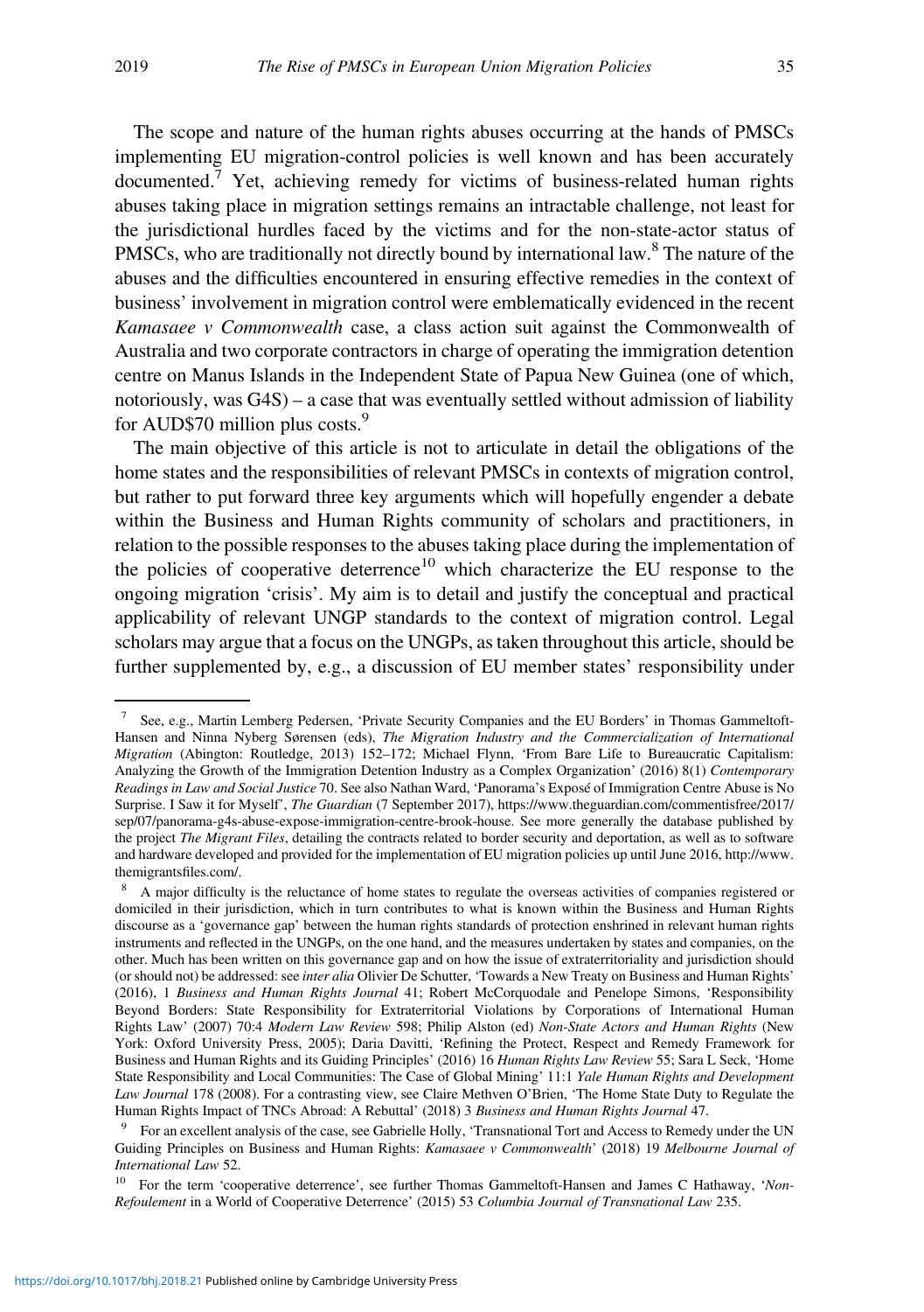The scope and nature of the human rights abuses occurring at the hands of PMSCs implementing EU migration-control policies is well known and has been accurately documented.[7] Yet, achieving remedy for victims of business-related human rights abuses taking place in migration settings remains an intractable challenge, not least for the jurisdictional hurdles faced by the victims and for the non-state-actor status of PMSCs, who are traditionally not directly bound by international law.[8] The nature of the abuses and the difficulties encountered in ensuring effective remedies in the context of business' involvement in migration control were emblematically evidenced in the recent *Kamasaee v Commonwealth* case, a class action suit against the Commonwealth of Australia and two corporate contractors in charge of operating the immigration detention centre on Manus Islands in the Independent State of Papua New Guinea (one of which, notoriously, was G4S) – a case that was eventually settled without admission of liability for AUD$70 million plus costs.[9]

The main objective of this article is not to articulate in detail the obligations of the home states and the responsibilities of relevant PMSCs in contexts of migration control, but rather to put forward three key arguments which will hopefully engender a debate within the Business and Human Rights community of scholars and practitioners, in relation to the possible responses to the abuses taking place during the implementation of the policies of cooperative deterrence[10] which characterize the EU response to the ongoing migration 'crisis'. My aim is to detail and justify the conceptual and practical applicability of relevant UNGP standards to the context of migration control. Legal scholars may argue that a focus on the UNGPs, as taken throughout this article, should be further supplemented by, e.g., a discussion of EU member states' responsibility under

---

[7] See, e.g., Martin Lemberg Pedersen, 'Private Security Companies and the EU Borders' in Thomas Gammeltoft-Hansen and Ninna Nyberg Sørensen (eds), *The Migration Industry and the Commercialization of International Migration* (Abington: Routledge, 2013) 152–172; Michael Flynn, 'From Bare Life to Bureaucratic Capitalism: Analyzing the Growth of the Immigration Detention Industry as a Complex Organization' (2016) 8(1) *Contemporary Readings in Law and Social Justice* 70. See also Nathan Ward, 'Panorama's Exposé of Immigration Centre Abuse is No Surprise. I Saw it for Myself', *The Guardian* (7 September 2017), https://www.theguardian.com/commentisfree/2017/sep/07/panorama-g4s-abuse-expose-immigration-centre-brook-house. See more generally the database published by the project *The Migrant Files*, detailing the contracts related to border security and deportation, as well as to software and hardware developed and provided for the implementation of EU migration policies up until June 2016, http://www.themigrantsfiles.com/.

[8] A major difficulty is the reluctance of home states to regulate the overseas activities of companies registered or domiciled in their jurisdiction, which in turn contributes to what is known within the Business and Human Rights discourse as a 'governance gap' between the human rights standards of protection enshrined in relevant human rights instruments and reflected in the UNGPs, on the one hand, and the measures undertaken by states and companies, on the other. Much has been written on this governance gap and on how the issue of extraterritoriality and jurisdiction should (or should not) be addressed: see *inter alia* Olivier De Schutter, 'Towards a New Treaty on Business and Human Rights' (2016), 1 *Business and Human Rights Journal* 41; Robert McCorquodale and Penelope Simons, 'Responsibility Beyond Borders: State Responsibility for Extraterritorial Violations by Corporations of International Human Rights Law' (2007) 70:4 *Modern Law Review* 598; Philip Alston (ed) *Non-State Actors and Human Rights* (New York: Oxford University Press, 2005); Daria Davitti, 'Refining the Protect, Respect and Remedy Framework for Business and Human Rights and its Guiding Principles' (2016) 16 *Human Rights Law Review* 55; Sara L Seck, 'Home State Responsibility and Local Communities: The Case of Global Mining' 11:1 *Yale Human Rights and Development Law Journal* 178 (2008). For a contrasting view, see Claire Methven O'Brien, 'The Home State Duty to Regulate the Human Rights Impact of TNCs Abroad: A Rebuttal' (2018) 3 *Business and Human Rights Journal* 47.

[9] For an excellent analysis of the case, see Gabrielle Holly, 'Transnational Tort and Access to Remedy under the UN Guiding Principles on Business and Human Rights: *Kamasaee v Commonwealth*' (2018) 19 *Melbourne Journal of International Law* 52.

[10] For the term 'cooperative deterrence', see further Thomas Gammeltoft-Hansen and James C Hathaway, '*Non-Refoulement* in a World of Cooperative Deterrence' (2015) 53 *Columbia Journal of Transnational Law* 235.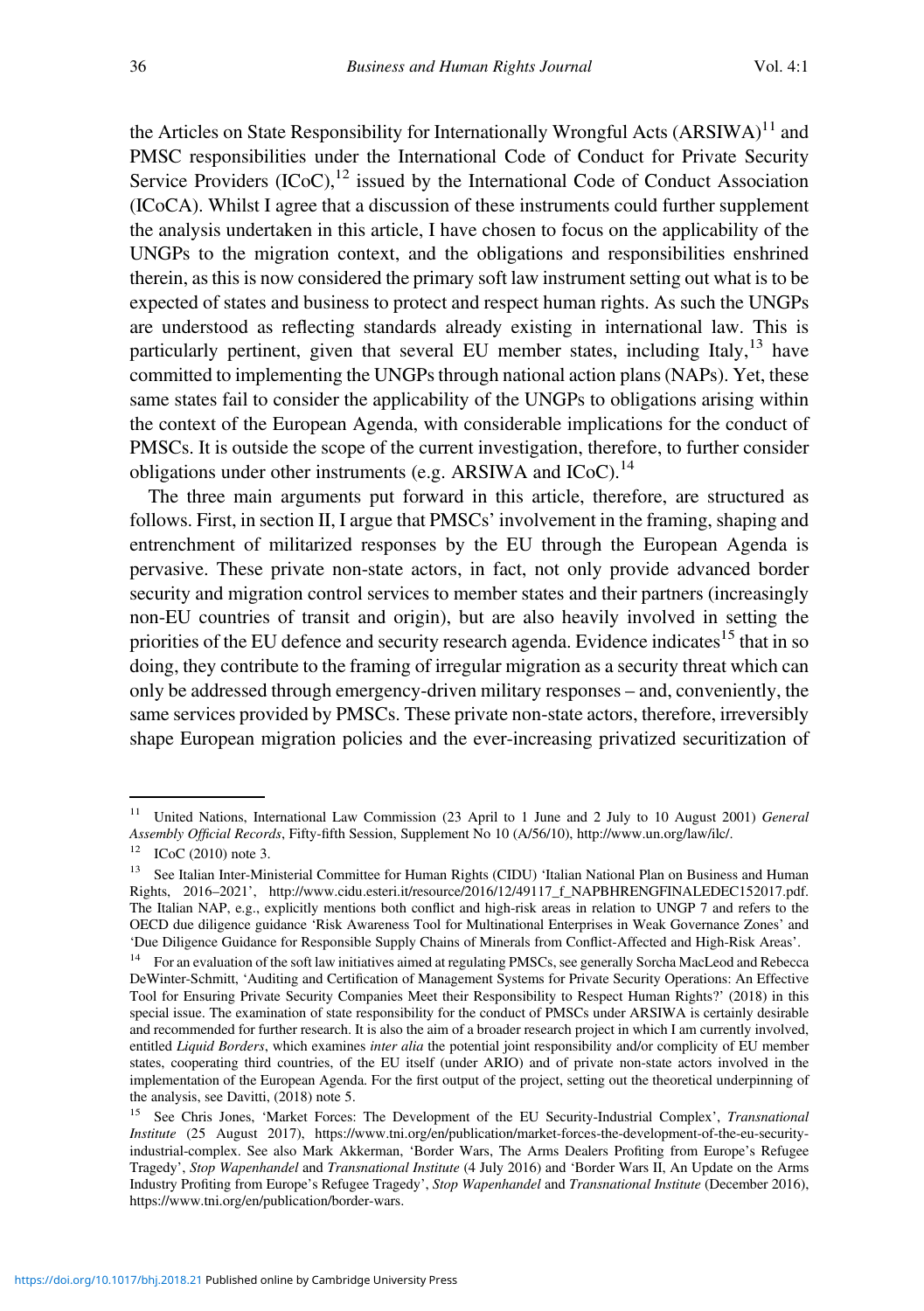the Articles on State Responsibility for Internationally Wrongful Acts (ARSIWA)[11] and PMSC responsibilities under the International Code of Conduct for Private Security Service Providers (ICoC),[12] issued by the International Code of Conduct Association (ICoCA). Whilst I agree that a discussion of these instruments could further supplement the analysis undertaken in this article, I have chosen to focus on the applicability of the UNGPs to the migration context, and the obligations and responsibilities enshrined therein, as this is now considered the primary soft law instrument setting out what is to be expected of states and business to protect and respect human rights. As such the UNGPs are understood as reflecting standards already existing in international law. This is particularly pertinent, given that several EU member states, including Italy,[13] have committed to implementing the UNGPs through national action plans (NAPs). Yet, these same states fail to consider the applicability of the UNGPs to obligations arising within the context of the European Agenda, with considerable implications for the conduct of PMSCs. It is outside the scope of the current investigation, therefore, to further consider obligations under other instruments (e.g. ARSIWA and ICoC).[14]

The three main arguments put forward in this article, therefore, are structured as follows. First, in section II, I argue that PMSCs' involvement in the framing, shaping and entrenchment of militarized responses by the EU through the European Agenda is pervasive. These private non-state actors, in fact, not only provide advanced border security and migration control services to member states and their partners (increasingly non-EU countries of transit and origin), but are also heavily involved in setting the priorities of the EU defence and security research agenda. Evidence indicates[15] that in so doing, they contribute to the framing of irregular migration as a security threat which can only be addressed through emergency-driven military responses – and, conveniently, the same services provided by PMSCs. These private non-state actors, therefore, irreversibly shape European migration policies and the ever-increasing privatized securitization of

---

[11] United Nations, International Law Commission (23 April to 1 June and 2 July to 10 August 2001) *General Assembly Official Records*, Fifty-fifth Session, Supplement No 10 (A/56/10), http://www.un.org/law/ilc/.

[12] ICoC (2010) note 3.

[13] See Italian Inter-Ministerial Committee for Human Rights (CIDU) 'Italian National Plan on Business and Human Rights, 2016–2021', http://www.cidu.esteri.it/resource/2016/12/49117_f_NAPBHRENGFINALEDEC152017.pdf. The Italian NAP, e.g., explicitly mentions both conflict and high-risk areas in relation to UNGP 7 and refers to the OECD due diligence guidance 'Risk Awareness Tool for Multinational Enterprises in Weak Governance Zones' and 'Due Diligence Guidance for Responsible Supply Chains of Minerals from Conflict-Affected and High-Risk Areas'.

[14] For an evaluation of the soft law initiatives aimed at regulating PMSCs, see generally Sorcha MacLeod and Rebecca DeWinter-Schmitt, 'Auditing and Certification of Management Systems for Private Security Operations: An Effective Tool for Ensuring Private Security Companies Meet their Responsibility to Respect Human Rights?' (2018) in this special issue. The examination of state responsibility for the conduct of PMSCs under ARSIWA is certainly desirable and recommended for further research. It is also the aim of a broader research project in which I am currently involved, entitled *Liquid Borders*, which examines *inter alia* the potential joint responsibility and/or complicity of EU member states, cooperating third countries, of the EU itself (under ARIO) and of private non-state actors involved in the implementation of the European Agenda. For the first output of the project, setting out the theoretical underpinning of the analysis, see Davitti, (2018) note 5.

[15] See Chris Jones, 'Market Forces: The Development of the EU Security-Industrial Complex', *Transnational Institute* (25 August 2017), https://www.tni.org/en/publication/market-forces-the-development-of-the-eu-security-industrial-complex. See also Mark Akkerman, 'Border Wars, The Arms Dealers Profiting from Europe's Refugee Tragedy', *Stop Wapenhandel* and *Transnational Institute* (4 July 2016) and 'Border Wars II, An Update on the Arms Industry Profiting from Europe's Refugee Tragedy', *Stop Wapenhandel* and *Transnational Institute* (December 2016), https://www.tni.org/en/publication/border-wars.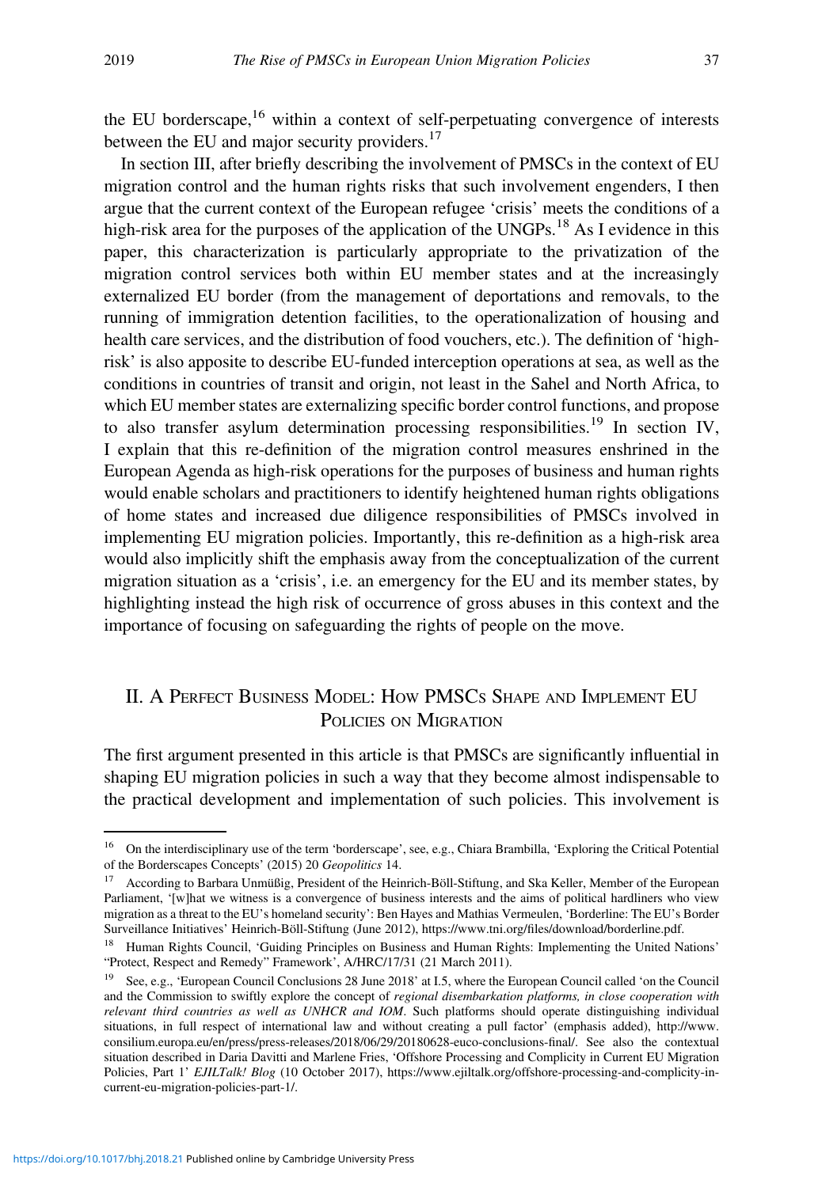the EU borderscape,[16] within a context of self-perpetuating convergence of interests between the EU and major security providers.[17]

In section III, after briefly describing the involvement of PMSCs in the context of EU migration control and the human rights risks that such involvement engenders, I then argue that the current context of the European refugee 'crisis' meets the conditions of a high-risk area for the purposes of the application of the UNGPs.[18] As I evidence in this paper, this characterization is particularly appropriate to the privatization of the migration control services both within EU member states and at the increasingly externalized EU border (from the management of deportations and removals, to the running of immigration detention facilities, to the operationalization of housing and health care services, and the distribution of food vouchers, etc.). The definition of 'high-risk' is also apposite to describe EU-funded interception operations at sea, as well as the conditions in countries of transit and origin, not least in the Sahel and North Africa, to which EU member states are externalizing specific border control functions, and propose to also transfer asylum determination processing responsibilities.[19] In section IV, I explain that this re-definition of the migration control measures enshrined in the European Agenda as high-risk operations for the purposes of business and human rights would enable scholars and practitioners to identify heightened human rights obligations of home states and increased due diligence responsibilities of PMSCs involved in implementing EU migration policies. Importantly, this re-definition as a high-risk area would also implicitly shift the emphasis away from the conceptualization of the current migration situation as a 'crisis', i.e. an emergency for the EU and its member states, by highlighting instead the high risk of occurrence of gross abuses in this context and the importance of focusing on safeguarding the rights of people on the move.

## II. A Perfect Business Model: How PMSCs Shape and Implement EU Policies on Migration

The first argument presented in this article is that PMSCs are significantly influential in shaping EU migration policies in such a way that they become almost indispensable to the practical development and implementation of such policies. This involvement is

---

[16] On the interdisciplinary use of the term 'borderscape', see, e.g., Chiara Brambilla, 'Exploring the Critical Potential of the Borderscapes Concepts' (2015) 20 *Geopolitics* 14.

[17] According to Barbara Unmüßig, President of the Heinrich-Böll-Stiftung, and Ska Keller, Member of the European Parliament, '[w]hat we witness is a convergence of business interests and the aims of political hardliners who view migration as a threat to the EU's homeland security': Ben Hayes and Mathias Vermeulen, 'Borderline: The EU's Border Surveillance Initiatives' Heinrich-Böll-Stiftung (June 2012), https://www.tni.org/files/download/borderline.pdf.

[18] Human Rights Council, 'Guiding Principles on Business and Human Rights: Implementing the United Nations' "Protect, Respect and Remedy" Framework', A/HRC/17/31 (21 March 2011).

[19] See, e.g., 'European Council Conclusions 28 June 2018' at I.5, where the European Council called 'on the Council and the Commission to swiftly explore the concept of *regional disembarkation platforms, in close cooperation with relevant third countries as well as UNHCR and IOM*. Such platforms should operate distinguishing individual situations, in full respect of international law and without creating a pull factor' (emphasis added), http://www.consilium.europa.eu/en/press/press-releases/2018/06/29/20180628-euco-conclusions-final/. See also the contextual situation described in Daria Davitti and Marlene Fries, 'Offshore Processing and Complicity in Current EU Migration Policies, Part 1' *EJILTalk! Blog* (10 October 2017), https://www.ejiltalk.org/offshore-processing-and-complicity-in-current-eu-migration-policies-part-1/.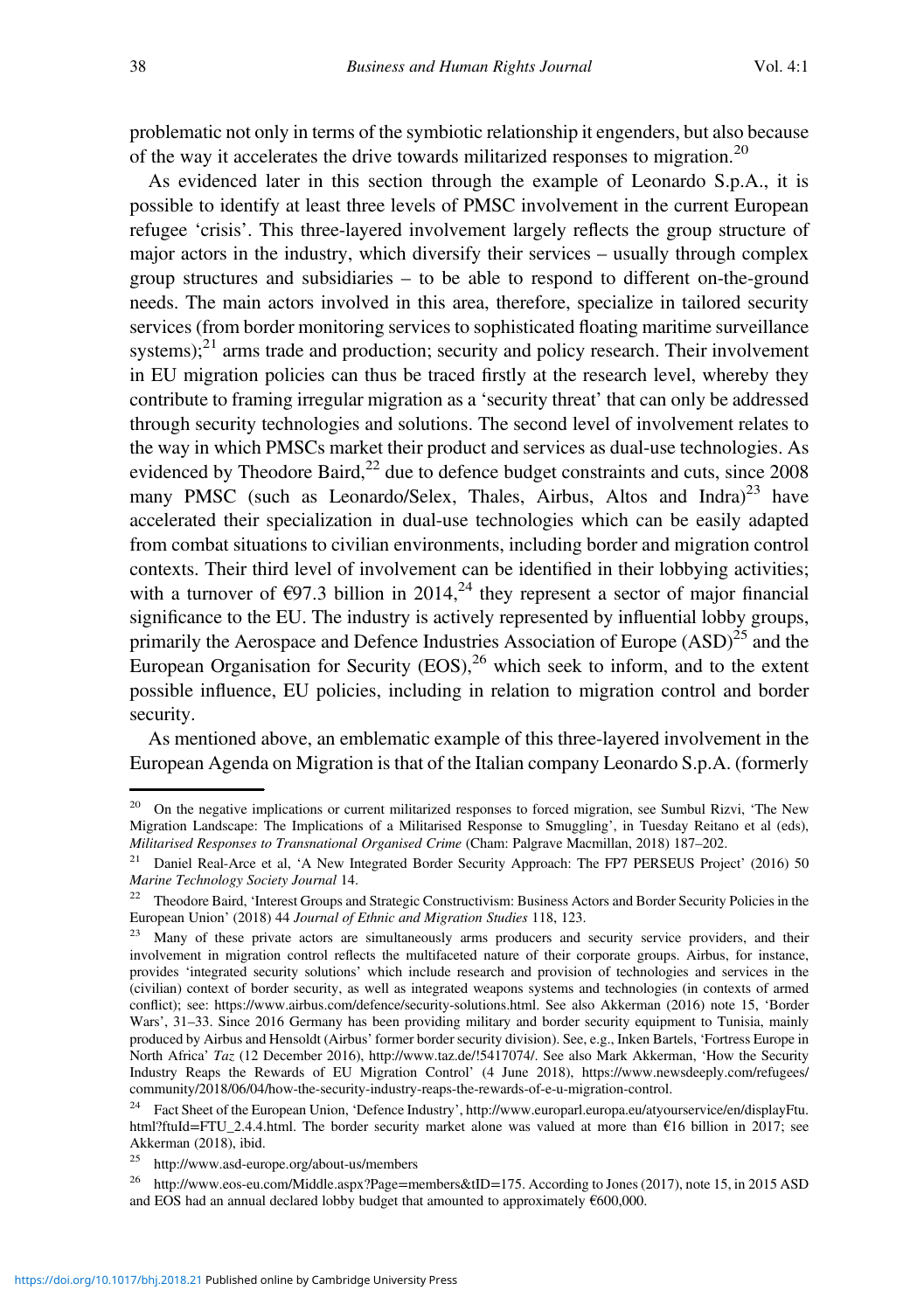problematic not only in terms of the symbiotic relationship it engenders, but also because of the way it accelerates the drive towards militarized responses to migration.[20]

As evidenced later in this section through the example of Leonardo S.p.A., it is possible to identify at least three levels of PMSC involvement in the current European refugee 'crisis'. This three-layered involvement largely reflects the group structure of major actors in the industry, which diversify their services – usually through complex group structures and subsidiaries – to be able to respond to different on-the-ground needs. The main actors involved in this area, therefore, specialize in tailored security services (from border monitoring services to sophisticated floating maritime surveillance systems);[21] arms trade and production; security and policy research. Their involvement in EU migration policies can thus be traced firstly at the research level, whereby they contribute to framing irregular migration as a 'security threat' that can only be addressed through security technologies and solutions. The second level of involvement relates to the way in which PMSCs market their product and services as dual-use technologies. As evidenced by Theodore Baird,[22] due to defence budget constraints and cuts, since 2008 many PMSC (such as Leonardo/Selex, Thales, Airbus, Altos and Indra)[23] have accelerated their specialization in dual-use technologies which can be easily adapted from combat situations to civilian environments, including border and migration control contexts. Their third level of involvement can be identified in their lobbying activities; with a turnover of €97.3 billion in 2014,[24] they represent a sector of major financial significance to the EU. The industry is actively represented by influential lobby groups, primarily the Aerospace and Defence Industries Association of Europe (ASD)[25] and the European Organisation for Security (EOS),[26] which seek to inform, and to the extent possible influence, EU policies, including in relation to migration control and border security.

As mentioned above, an emblematic example of this three-layered involvement in the European Agenda on Migration is that of the Italian company Leonardo S.p.A. (formerly

---

[20] On the negative implications or current militarized responses to forced migration, see Sumbul Rizvi, 'The New Migration Landscape: The Implications of a Militarised Response to Smuggling', in Tuesday Reitano et al (eds), *Militarised Responses to Transnational Organised Crime* (Cham: Palgrave Macmillan, 2018) 187–202.

[21] Daniel Real-Arce et al, 'A New Integrated Border Security Approach: The FP7 PERSEUS Project' (2016) 50 *Marine Technology Society Journal* 14.

[22] Theodore Baird, 'Interest Groups and Strategic Constructivism: Business Actors and Border Security Policies in the European Union' (2018) 44 *Journal of Ethnic and Migration Studies* 118, 123.

[23] Many of these private actors are simultaneously arms producers and security service providers, and their involvement in migration control reflects the multifaceted nature of their corporate groups. Airbus, for instance, provides 'integrated security solutions' which include research and provision of technologies and services in the (civilian) context of border security, as well as integrated weapons systems and technologies (in contexts of armed conflict); see: https://www.airbus.com/defence/security-solutions.html. See also Akkerman (2016) note 15, 'Border Wars', 31–33. Since 2016 Germany has been providing military and border security equipment to Tunisia, mainly produced by Airbus and Hensoldt (Airbus' former border security division). See, e.g., Inken Bartels, 'Fortress Europe in North Africa' *Taz* (12 December 2016), http://www.taz.de/!5417074/. See also Mark Akkerman, 'How the Security Industry Reaps the Rewards of EU Migration Control' (4 June 2018), https://www.newsdeeply.com/refugees/community/2018/06/04/how-the-security-industry-reaps-the-rewards-of-e-u-migration-control.

[24] Fact Sheet of the European Union, 'Defence Industry', http://www.europarl.europa.eu/atyourservice/en/displayFtu.html?ftuId=FTU_2.4.4.html. The border security market alone was valued at more than €16 billion in 2017; see Akkerman (2018), ibid.

[25] http://www.asd-europe.org/about-us/members

[26] http://www.eos-eu.com/Middle.aspx?Page=members&tID=175. According to Jones (2017), note 15, in 2015 ASD and EOS had an annual declared lobby budget that amounted to approximately €600,000.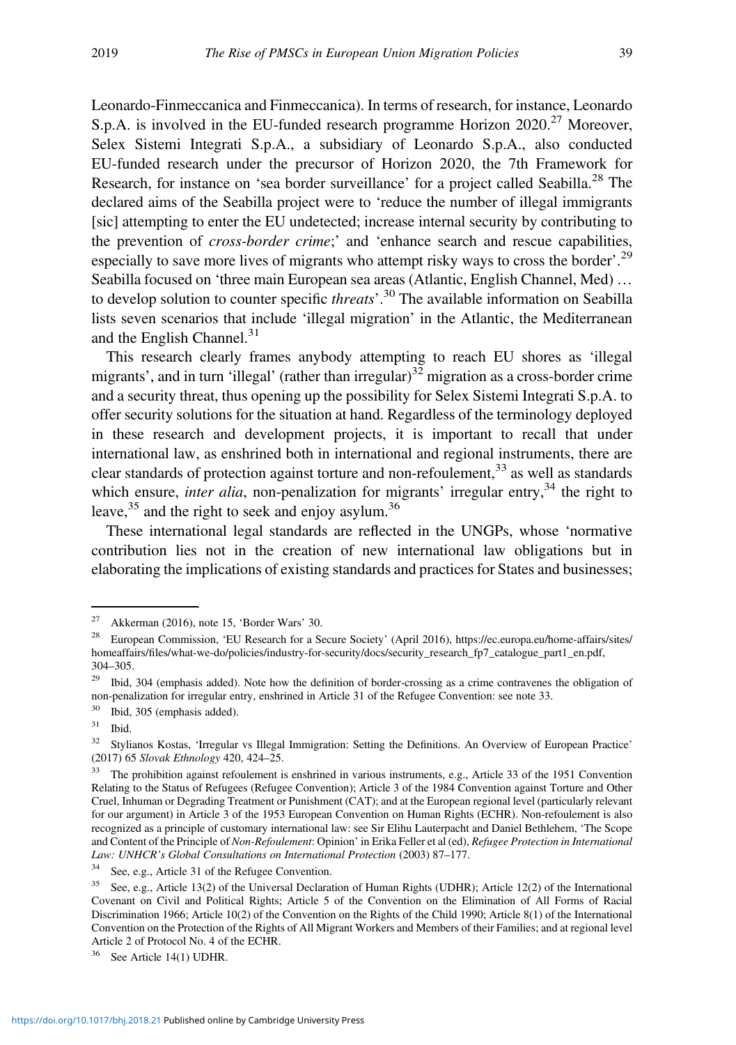Leonardo-Finmeccanica and Finmeccanica). In terms of research, for instance, Leonardo S.p.A. is involved in the EU-funded research programme Horizon 2020.[27] Moreover, Selex Sistemi Integrati S.p.A., a subsidiary of Leonardo S.p.A., also conducted EU-funded research under the precursor of Horizon 2020, the 7th Framework for Research, for instance on 'sea border surveillance' for a project called Seabilla.[28] The declared aims of the Seabilla project were to 'reduce the number of illegal immigrants [sic] attempting to enter the EU undetected; increase internal security by contributing to the prevention of *cross-border crime*;' and 'enhance search and rescue capabilities, especially to save more lives of migrants who attempt risky ways to cross the border'.[29] Seabilla focused on 'three main European sea areas (Atlantic, English Channel, Med) … to develop solution to counter specific *threats*'.[30] The available information on Seabilla lists seven scenarios that include 'illegal migration' in the Atlantic, the Mediterranean and the English Channel.[31]

This research clearly frames anybody attempting to reach EU shores as 'illegal migrants', and in turn 'illegal' (rather than irregular)[32] migration as a cross-border crime and a security threat, thus opening up the possibility for Selex Sistemi Integrati S.p.A. to offer security solutions for the situation at hand. Regardless of the terminology deployed in these research and development projects, it is important to recall that under international law, as enshrined both in international and regional instruments, there are clear standards of protection against torture and non-refoulement,[33] as well as standards which ensure, *inter alia*, non-penalization for migrants' irregular entry,[34] the right to leave,[35] and the right to seek and enjoy asylum.[36]

These international legal standards are reflected in the UNGPs, whose 'normative contribution lies not in the creation of new international law obligations but in elaborating the implications of existing standards and practices for States and businesses;

---

[27] Akkerman (2016), note 15, 'Border Wars' 30.

[28] European Commission, 'EU Research for a Secure Society' (April 2016), https://ec.europa.eu/home-affairs/sites/homeaffairs/files/what-we-do/policies/industry-for-security/docs/security_research_fp7_catalogue_part1_en.pdf, 304–305.

[29] Ibid, 304 (emphasis added). Note how the definition of border-crossing as a crime contravenes the obligation of non-penalization for irregular entry, enshrined in Article 31 of the Refugee Convention: see note 33.

[30] Ibid, 305 (emphasis added).

[31] Ibid.

[32] Stylianos Kostas, 'Irregular vs Illegal Immigration: Setting the Definitions. An Overview of European Practice' (2017) 65 *Slovak Ethnology* 420, 424–25.

[33] The prohibition against refoulement is enshrined in various instruments, e.g., Article 33 of the 1951 Convention Relating to the Status of Refugees (Refugee Convention); Article 3 of the 1984 Convention against Torture and Other Cruel, Inhuman or Degrading Treatment or Punishment (CAT); and at the European regional level (particularly relevant for our argument) in Article 3 of the 1953 European Convention on Human Rights (ECHR). Non-refoulement is also recognized as a principle of customary international law: see Sir Elihu Lauterpacht and Daniel Bethlehem, 'The Scope and Content of the Principle of *Non-Refoulement*: Opinion' in Erika Feller et al (ed), *Refugee Protection in International Law: UNHCR's Global Consultations on International Protection* (2003) 87–177.

[34] See, e.g., Article 31 of the Refugee Convention.

[35] See, e.g., Article 13(2) of the Universal Declaration of Human Rights (UDHR); Article 12(2) of the International Covenant on Civil and Political Rights; Article 5 of the Convention on the Elimination of All Forms of Racial Discrimination 1966; Article 10(2) of the Convention on the Rights of the Child 1990; Article 8(1) of the International Convention on the Protection of the Rights of All Migrant Workers and Members of their Families; and at regional level Article 2 of Protocol No. 4 of the ECHR.

[36] See Article 14(1) UDHR.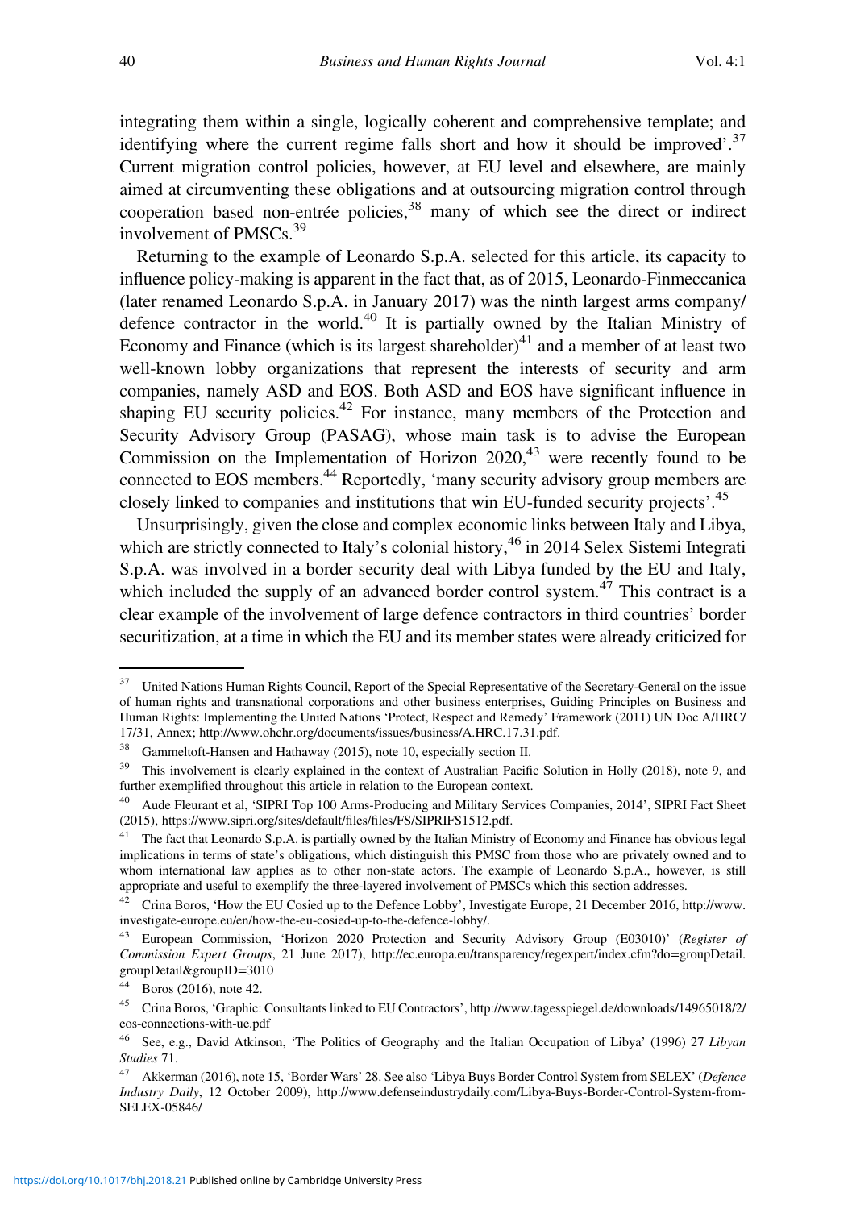integrating them within a single, logically coherent and comprehensive template; and identifying where the current regime falls short and how it should be improved'.[37] Current migration control policies, however, at EU level and elsewhere, are mainly aimed at circumventing these obligations and at outsourcing migration control through cooperation based non-entrée policies,[38] many of which see the direct or indirect involvement of PMSCs.[39]

Returning to the example of Leonardo S.p.A. selected for this article, its capacity to influence policy-making is apparent in the fact that, as of 2015, Leonardo-Finmeccanica (later renamed Leonardo S.p.A. in January 2017) was the ninth largest arms company/defence contractor in the world.[40] It is partially owned by the Italian Ministry of Economy and Finance (which is its largest shareholder)[41] and a member of at least two well-known lobby organizations that represent the interests of security and arm companies, namely ASD and EOS. Both ASD and EOS have significant influence in shaping EU security policies.[42] For instance, many members of the Protection and Security Advisory Group (PASAG), whose main task is to advise the European Commission on the Implementation of Horizon 2020,[43] were recently found to be connected to EOS members.[44] Reportedly, 'many security advisory group members are closely linked to companies and institutions that win EU-funded security projects'.[45]

Unsurprisingly, given the close and complex economic links between Italy and Libya, which are strictly connected to Italy's colonial history,[46] in 2014 Selex Sistemi Integrati S.p.A. was involved in a border security deal with Libya funded by the EU and Italy, which included the supply of an advanced border control system.[47] This contract is a clear example of the involvement of large defence contractors in third countries' border securitization, at a time in which the EU and its member states were already criticized for

---

[37] United Nations Human Rights Council, Report of the Special Representative of the Secretary-General on the issue of human rights and transnational corporations and other business enterprises, Guiding Principles on Business and Human Rights: Implementing the United Nations 'Protect, Respect and Remedy' Framework (2011) UN Doc A/HRC/17/31, Annex; http://www.ohchr.org/documents/issues/business/A.HRC.17.31.pdf.

[38] Gammeltoft-Hansen and Hathaway (2015), note 10, especially section II.

[39] This involvement is clearly explained in the context of Australian Pacific Solution in Holly (2018), note 9, and further exemplified throughout this article in relation to the European context.

[40] Aude Fleurant et al, 'SIPRI Top 100 Arms-Producing and Military Services Companies, 2014', SIPRI Fact Sheet (2015), https://www.sipri.org/sites/default/files/files/FS/SIPRIFS1512.pdf.

[41] The fact that Leonardo S.p.A. is partially owned by the Italian Ministry of Economy and Finance has obvious legal implications in terms of state's obligations, which distinguish this PMSC from those who are privately owned and to whom international law applies as to other non-state actors. The example of Leonardo S.p.A., however, is still appropriate and useful to exemplify the three-layered involvement of PMSCs which this section addresses.

[42] Crina Boros, 'How the EU Cosied up to the Defence Lobby', Investigate Europe, 21 December 2016, http://www.investigate-europe.eu/en/how-the-eu-cosied-up-to-the-defence-lobby/.

[43] European Commission, 'Horizon 2020 Protection and Security Advisory Group (E03010)' (*Register of Commission Expert Groups*, 21 June 2017), http://ec.europa.eu/transparency/regexpert/index.cfm?do=groupDetail.groupDetail&groupID=3010

[44] Boros (2016), note 42.

[45] Crina Boros, 'Graphic: Consultants linked to EU Contractors', http://www.tagesspiegel.de/downloads/14965018/2/eos-connections-with-ue.pdf

[46] See, e.g., David Atkinson, 'The Politics of Geography and the Italian Occupation of Libya' (1996) 27 *Libyan Studies* 71.

[47] Akkerman (2016), note 15, 'Border Wars' 28. See also 'Libya Buys Border Control System from SELEX' (*Defence Industry Daily*, 12 October 2009), http://www.defenseindustrydaily.com/Libya-Buys-Border-Control-System-from-SELEX-05846/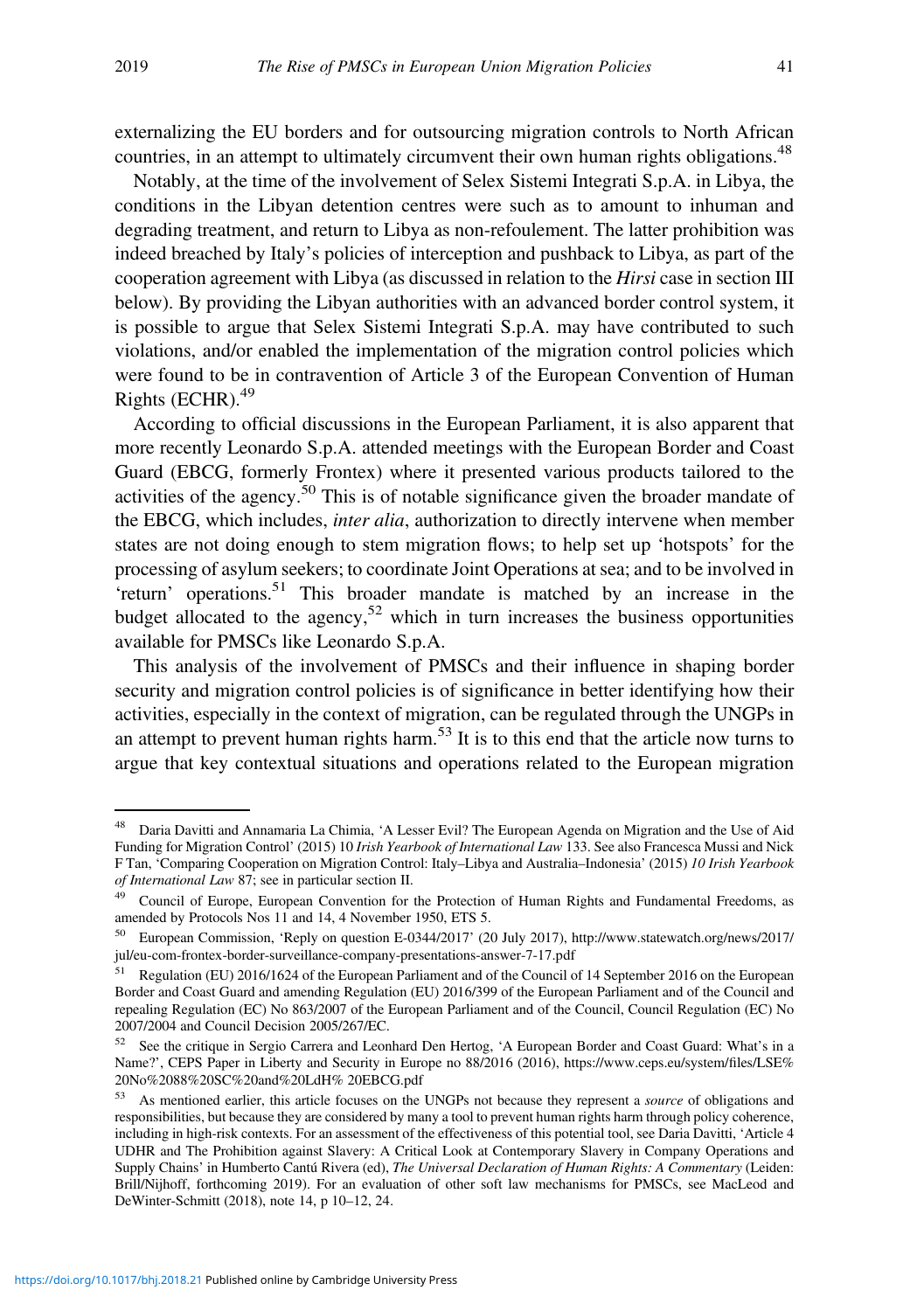externalizing the EU borders and for outsourcing migration controls to North African countries, in an attempt to ultimately circumvent their own human rights obligations.[48]

Notably, at the time of the involvement of Selex Sistemi Integrati S.p.A. in Libya, the conditions in the Libyan detention centres were such as to amount to inhuman and degrading treatment, and return to Libya as non-refoulement. The latter prohibition was indeed breached by Italy's policies of interception and pushback to Libya, as part of the cooperation agreement with Libya (as discussed in relation to the *Hirsi* case in section III below). By providing the Libyan authorities with an advanced border control system, it is possible to argue that Selex Sistemi Integrati S.p.A. may have contributed to such violations, and/or enabled the implementation of the migration control policies which were found to be in contravention of Article 3 of the European Convention of Human Rights (ECHR).[49]

According to official discussions in the European Parliament, it is also apparent that more recently Leonardo S.p.A. attended meetings with the European Border and Coast Guard (EBCG, formerly Frontex) where it presented various products tailored to the activities of the agency.[50] This is of notable significance given the broader mandate of the EBCG, which includes, *inter alia*, authorization to directly intervene when member states are not doing enough to stem migration flows; to help set up 'hotspots' for the processing of asylum seekers; to coordinate Joint Operations at sea; and to be involved in 'return' operations.[51] This broader mandate is matched by an increase in the budget allocated to the agency,[52] which in turn increases the business opportunities available for PMSCs like Leonardo S.p.A.

This analysis of the involvement of PMSCs and their influence in shaping border security and migration control policies is of significance in better identifying how their activities, especially in the context of migration, can be regulated through the UNGPs in an attempt to prevent human rights harm.[53] It is to this end that the article now turns to argue that key contextual situations and operations related to the European migration

---

[48] Daria Davitti and Annamaria La Chimia, 'A Lesser Evil? The European Agenda on Migration and the Use of Aid Funding for Migration Control' (2015) 10 *Irish Yearbook of International Law* 133. See also Francesca Mussi and Nick F Tan, 'Comparing Cooperation on Migration Control: Italy–Libya and Australia–Indonesia' (2015) *10 Irish Yearbook of International Law* 87; see in particular section II.

[49] Council of Europe, European Convention for the Protection of Human Rights and Fundamental Freedoms, as amended by Protocols Nos 11 and 14, 4 November 1950, ETS 5.

[50] European Commission, 'Reply on question E-0344/2017' (20 July 2017), http://www.statewatch.org/news/2017/jul/eu-com-frontex-border-surveillance-company-presentations-answer-7-17.pdf

[51] Regulation (EU) 2016/1624 of the European Parliament and of the Council of 14 September 2016 on the European Border and Coast Guard and amending Regulation (EU) 2016/399 of the European Parliament and of the Council and repealing Regulation (EC) No 863/2007 of the European Parliament and of the Council, Council Regulation (EC) No 2007/2004 and Council Decision 2005/267/EC.

[52] See the critique in Sergio Carrera and Leonhard Den Hertog, 'A European Border and Coast Guard: What's in a Name?', CEPS Paper in Liberty and Security in Europe no 88/2016 (2016), https://www.ceps.eu/system/files/LSE%20No%2088%20SC%20and%20LdH% 20EBCG.pdf

[53] As mentioned earlier, this article focuses on the UNGPs not because they represent a *source* of obligations and responsibilities, but because they are considered by many a tool to prevent human rights harm through policy coherence, including in high-risk contexts. For an assessment of the effectiveness of this potential tool, see Daria Davitti, 'Article 4 UDHR and The Prohibition against Slavery: A Critical Look at Contemporary Slavery in Company Operations and Supply Chains' in Humberto Cantú Rivera (ed), *The Universal Declaration of Human Rights: A Commentary* (Leiden: Brill/Nijhoff, forthcoming 2019). For an evaluation of other soft law mechanisms for PMSCs, see MacLeod and DeWinter-Schmitt (2018), note 14, p 10–12, 24.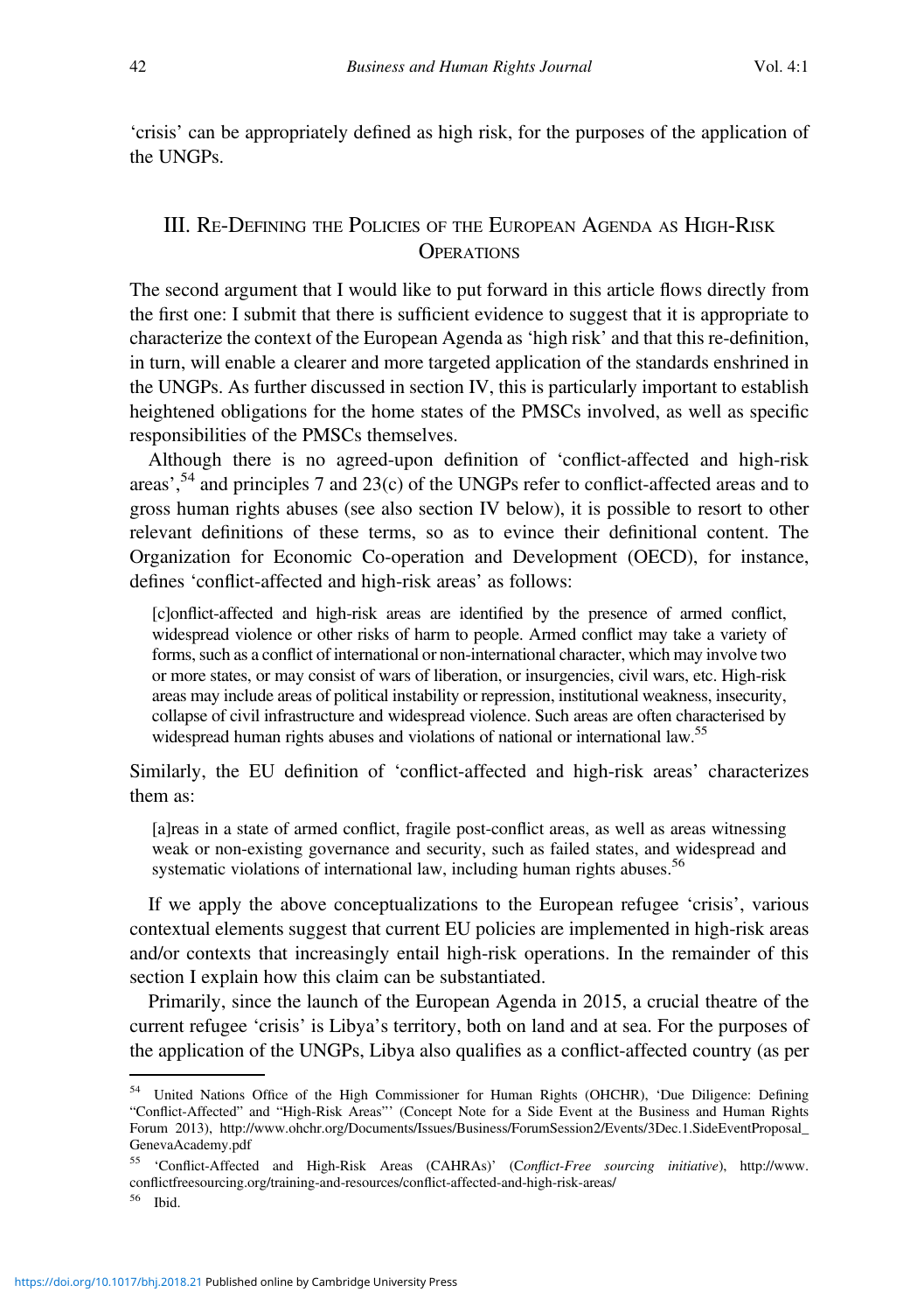'crisis' can be appropriately defined as high risk, for the purposes of the application of the UNGPs.

## III. Re-Defining the Policies of the European Agenda as High-Risk Operations

The second argument that I would like to put forward in this article flows directly from the first one: I submit that there is sufficient evidence to suggest that it is appropriate to characterize the context of the European Agenda as 'high risk' and that this re-definition, in turn, will enable a clearer and more targeted application of the standards enshrined in the UNGPs. As further discussed in section IV, this is particularly important to establish heightened obligations for the home states of the PMSCs involved, as well as specific responsibilities of the PMSCs themselves.

Although there is no agreed-upon definition of 'conflict-affected and high-risk areas',[54] and principles 7 and 23(c) of the UNGPs refer to conflict-affected areas and to gross human rights abuses (see also section IV below), it is possible to resort to other relevant definitions of these terms, so as to evince their definitional content. The Organization for Economic Co-operation and Development (OECD), for instance, defines 'conflict-affected and high-risk areas' as follows:

> [c]onflict-affected and high-risk areas are identified by the presence of armed conflict, widespread violence or other risks of harm to people. Armed conflict may take a variety of forms, such as a conflict of international or non-international character, which may involve two or more states, or may consist of wars of liberation, or insurgencies, civil wars, etc. High-risk areas may include areas of political instability or repression, institutional weakness, insecurity, collapse of civil infrastructure and widespread violence. Such areas are often characterised by widespread human rights abuses and violations of national or international law.[55]

Similarly, the EU definition of 'conflict-affected and high-risk areas' characterizes them as:

> [a]reas in a state of armed conflict, fragile post-conflict areas, as well as areas witnessing weak or non-existing governance and security, such as failed states, and widespread and systematic violations of international law, including human rights abuses.[56]

If we apply the above conceptualizations to the European refugee 'crisis', various contextual elements suggest that current EU policies are implemented in high-risk areas and/or contexts that increasingly entail high-risk operations. In the remainder of this section I explain how this claim can be substantiated.

Primarily, since the launch of the European Agenda in 2015, a crucial theatre of the current refugee 'crisis' is Libya's territory, both on land and at sea. For the purposes of the application of the UNGPs, Libya also qualifies as a conflict-affected country (as per

---

[54] United Nations Office of the High Commissioner for Human Rights (OHCHR), 'Due Diligence: Defining "Conflict-Affected" and "High-Risk Areas"' (Concept Note for a Side Event at the Business and Human Rights Forum 2013), http://www.ohchr.org/Documents/Issues/Business/ForumSession2/Events/3Dec.1.SideEventProposal_GenevaAcademy.pdf

[55] 'Conflict-Affected and High-Risk Areas (CAHRAs)' (*Conflict-Free sourcing initiative*), http://www.conflictfreesourcing.org/training-and-resources/conflict-affected-and-high-risk-areas/

[56] Ibid.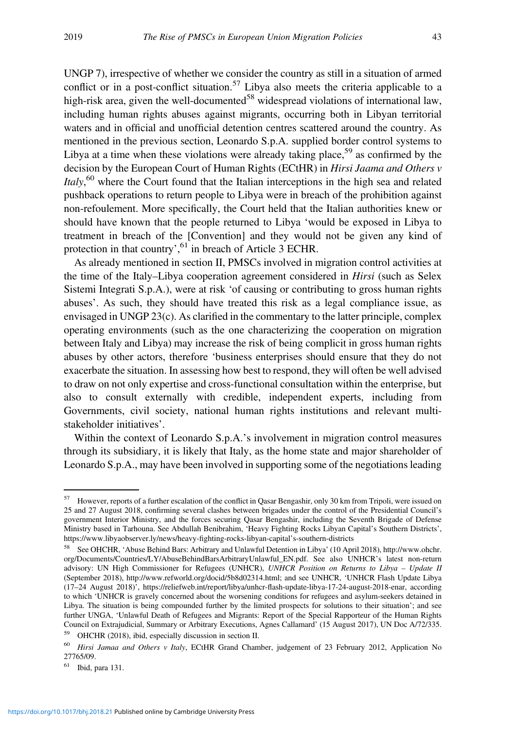UNGP 7), irrespective of whether we consider the country as still in a situation of armed conflict or in a post-conflict situation.[57] Libya also meets the criteria applicable to a high-risk area, given the well-documented[58] widespread violations of international law, including human rights abuses against migrants, occurring both in Libyan territorial waters and in official and unofficial detention centres scattered around the country. As mentioned in the previous section, Leonardo S.p.A. supplied border control systems to Libya at a time when these violations were already taking place,[59] as confirmed by the decision by the European Court of Human Rights (ECtHR) in *Hirsi Jaama and Others v Italy*,[60] where the Court found that the Italian interceptions in the high sea and related pushback operations to return people to Libya were in breach of the prohibition against non-refoulement. More specifically, the Court held that the Italian authorities knew or should have known that the people returned to Libya 'would be exposed in Libya to treatment in breach of the [Convention] and they would not be given any kind of protection in that country',[61] in breach of Article 3 ECHR.

As already mentioned in section II, PMSCs involved in migration control activities at the time of the Italy–Libya cooperation agreement considered in *Hirsi* (such as Selex Sistemi Integrati S.p.A.), were at risk 'of causing or contributing to gross human rights abuses'. As such, they should have treated this risk as a legal compliance issue, as envisaged in UNGP 23(c). As clarified in the commentary to the latter principle, complex operating environments (such as the one characterizing the cooperation on migration between Italy and Libya) may increase the risk of being complicit in gross human rights abuses by other actors, therefore 'business enterprises should ensure that they do not exacerbate the situation. In assessing how best to respond, they will often be well advised to draw on not only expertise and cross-functional consultation within the enterprise, but also to consult externally with credible, independent experts, including from Governments, civil society, national human rights institutions and relevant multi-stakeholder initiatives'.

Within the context of Leonardo S.p.A.'s involvement in migration control measures through its subsidiary, it is likely that Italy, as the home state and major shareholder of Leonardo S.p.A., may have been involved in supporting some of the negotiations leading

---

[57] However, reports of a further escalation of the conflict in Qasar Bengashir, only 30 km from Tripoli, were issued on 25 and 27 August 2018, confirming several clashes between brigades under the control of the Presidential Council's government Interior Ministry, and the forces securing Qasar Bengashir, including the Seventh Brigade of Defense Ministry based in Tarhouna. See Abdullah Benibrahim, 'Heavy Fighting Rocks Libyan Capital's Southern Districts', https://www.libyaobserver.ly/news/heavy-fighting-rocks-libyan-capital's-southern-districts

[58] See OHCHR, 'Abuse Behind Bars: Arbitrary and Unlawful Detention in Libya' (10 April 2018), http://www.ohchr.org/Documents/Countries/LY/AbuseBehindBarsArbitraryUnlawful_EN.pdf. See also UNHCR's latest non-return advisory: UN High Commissioner for Refugees (UNHCR), *UNHCR Position on Returns to Libya – Update II* (September 2018), http://www.refworld.org/docid/5b8d02314.html; and see UNHCR, 'UNHCR Flash Update Libya (17–24 August 2018)', https://reliefweb.int/report/libya/unhcr-flash-update-libya-17-24-august-2018-enar, according to which 'UNHCR is gravely concerned about the worsening conditions for refugees and asylum-seekers detained in Libya. The situation is being compounded further by the limited prospects for solutions to their situation'; and see further UNGA, 'Unlawful Death of Refugees and Migrants: Report of the Special Rapporteur of the Human Rights Council on Extrajudicial, Summary or Arbitrary Executions, Agnes Callamard' (15 August 2017), UN Doc A/72/335.

[59] OHCHR (2018), ibid, especially discussion in section II.

[60] *Hirsi Jamaa and Others v Italy*, ECtHR Grand Chamber, judgement of 23 February 2012, Application No 27765/09.

[61] Ibid, para 131.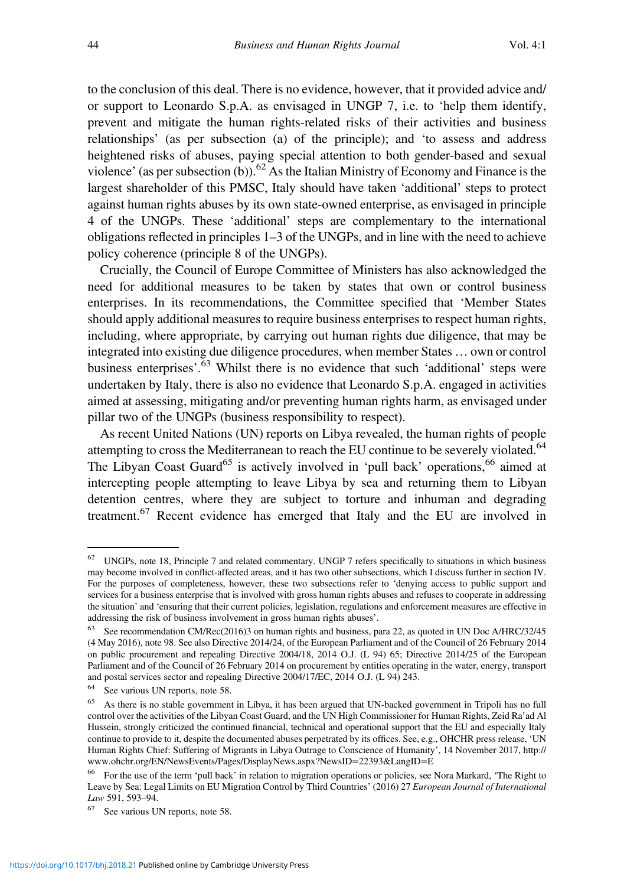to the conclusion of this deal. There is no evidence, however, that it provided advice and/or support to Leonardo S.p.A. as envisaged in UNGP 7, i.e. to 'help them identify, prevent and mitigate the human rights-related risks of their activities and business relationships' (as per subsection (a) of the principle); and 'to assess and address heightened risks of abuses, paying special attention to both gender-based and sexual violence' (as per subsection (b)).[62] As the Italian Ministry of Economy and Finance is the largest shareholder of this PMSC, Italy should have taken 'additional' steps to protect against human rights abuses by its own state-owned enterprise, as envisaged in principle 4 of the UNGPs. These 'additional' steps are complementary to the international obligations reflected in principles 1–3 of the UNGPs, and in line with the need to achieve policy coherence (principle 8 of the UNGPs).

Crucially, the Council of Europe Committee of Ministers has also acknowledged the need for additional measures to be taken by states that own or control business enterprises. In its recommendations, the Committee specified that 'Member States should apply additional measures to require business enterprises to respect human rights, including, where appropriate, by carrying out human rights due diligence, that may be integrated into existing due diligence procedures, when member States … own or control business enterprises'.[63] Whilst there is no evidence that such 'additional' steps were undertaken by Italy, there is also no evidence that Leonardo S.p.A. engaged in activities aimed at assessing, mitigating and/or preventing human rights harm, as envisaged under pillar two of the UNGPs (business responsibility to respect).

As recent United Nations (UN) reports on Libya revealed, the human rights of people attempting to cross the Mediterranean to reach the EU continue to be severely violated.[64] The Libyan Coast Guard[65] is actively involved in 'pull back' operations,[66] aimed at intercepting people attempting to leave Libya by sea and returning them to Libyan detention centres, where they are subject to torture and inhuman and degrading treatment.[67] Recent evidence has emerged that Italy and the EU are involved in

---

[62] UNGPs, note 18, Principle 7 and related commentary. UNGP 7 refers specifically to situations in which business may become involved in conflict-affected areas, and it has two other subsections, which I discuss further in section IV. For the purposes of completeness, however, these two subsections refer to 'denying access to public support and services for a business enterprise that is involved with gross human rights abuses and refuses to cooperate in addressing the situation' and 'ensuring that their current policies, legislation, regulations and enforcement measures are effective in addressing the risk of business involvement in gross human rights abuses'.

[63] See recommendation CM/Rec(2016)3 on human rights and business, para 22, as quoted in UN Doc A/HRC/32/45 (4 May 2016), note 98. See also Directive 2014/24, of the European Parliament and of the Council of 26 February 2014 on public procurement and repealing Directive 2004/18, 2014 O.J. (L 94) 65; Directive 2014/25 of the European Parliament and of the Council of 26 February 2014 on procurement by entities operating in the water, energy, transport and postal services sector and repealing Directive 2004/17/EC, 2014 O.J. (L 94) 243.

[64] See various UN reports, note 58.

[65] As there is no stable government in Libya, it has been argued that UN-backed government in Tripoli has no full control over the activities of the Libyan Coast Guard, and the UN High Commissioner for Human Rights, Zeid Ra'ad Al Hussein, strongly criticized the continued financial, technical and operational support that the EU and especially Italy continue to provide to it, despite the documented abuses perpetrated by its offices. See, e.g., OHCHR press release, 'UN Human Rights Chief: Suffering of Migrants in Libya Outrage to Conscience of Humanity', 14 November 2017, http://www.ohchr.org/EN/NewsEvents/Pages/DisplayNews.aspx?NewsID=22393&LangID=E

[66] For the use of the term 'pull back' in relation to migration operations or policies, see Nora Markard, 'The Right to Leave by Sea: Legal Limits on EU Migration Control by Third Countries' (2016) 27 *European Journal of International Law* 591, 593–94.

[67] See various UN reports, note 58.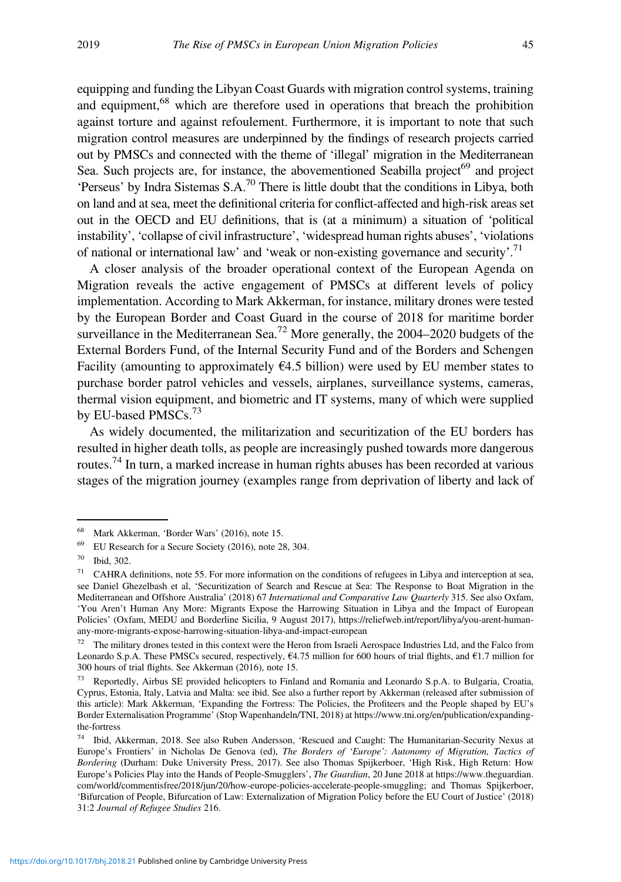equipping and funding the Libyan Coast Guards with migration control systems, training and equipment,[68] which are therefore used in operations that breach the prohibition against torture and against refoulement. Furthermore, it is important to note that such migration control measures are underpinned by the findings of research projects carried out by PMSCs and connected with the theme of 'illegal' migration in the Mediterranean Sea. Such projects are, for instance, the abovementioned Seabilla project[69] and project 'Perseus' by Indra Sistemas S.A.[70] There is little doubt that the conditions in Libya, both on land and at sea, meet the definitional criteria for conflict-affected and high-risk areas set out in the OECD and EU definitions, that is (at a minimum) a situation of 'political instability', 'collapse of civil infrastructure', 'widespread human rights abuses', 'violations of national or international law' and 'weak or non-existing governance and security'.[71]

A closer analysis of the broader operational context of the European Agenda on Migration reveals the active engagement of PMSCs at different levels of policy implementation. According to Mark Akkerman, for instance, military drones were tested by the European Border and Coast Guard in the course of 2018 for maritime border surveillance in the Mediterranean Sea.[72] More generally, the 2004–2020 budgets of the External Borders Fund, of the Internal Security Fund and of the Borders and Schengen Facility (amounting to approximately €4.5 billion) were used by EU member states to purchase border patrol vehicles and vessels, airplanes, surveillance systems, cameras, thermal vision equipment, and biometric and IT systems, many of which were supplied by EU-based PMSCs.[73]

As widely documented, the militarization and securitization of the EU borders has resulted in higher death tolls, as people are increasingly pushed towards more dangerous routes.[74] In turn, a marked increase in human rights abuses has been recorded at various stages of the migration journey (examples range from deprivation of liberty and lack of

---

[68] Mark Akkerman, 'Border Wars' (2016), note 15.

[69] EU Research for a Secure Society (2016), note 28, 304.

[70] Ibid, 302.

[71] CAHRA definitions, note 55. For more information on the conditions of refugees in Libya and interception at sea, see Daniel Ghezelbash et al, 'Securitization of Search and Rescue at Sea: The Response to Boat Migration in the Mediterranean and Offshore Australia' (2018) 67 *International and Comparative Law Quarterly* 315. See also Oxfam, 'You Aren't Human Any More: Migrants Expose the Harrowing Situation in Libya and the Impact of European Policies' (Oxfam, MEDU and Borderline Sicilia, 9 August 2017), https://reliefweb.int/report/libya/you-arent-human-any-more-migrants-expose-harrowing-situation-libya-and-impact-european

[72] The military drones tested in this context were the Heron from Israeli Aerospace Industries Ltd, and the Falco from Leonardo S.p.A. These PMSCs secured, respectively, €4.75 million for 600 hours of trial flights, and €1.7 million for 300 hours of trial flights. See Akkerman (2016), note 15.

[73] Reportedly, Airbus SE provided helicopters to Finland and Romania and Leonardo S.p.A. to Bulgaria, Croatia, Cyprus, Estonia, Italy, Latvia and Malta: see ibid. See also a further report by Akkerman (released after submission of this article): Mark Akkerman, 'Expanding the Fortress: The Policies, the Profiteers and the People shaped by EU's Border Externalisation Programme' (Stop Wapenhandeln/TNI, 2018) at https://www.tni.org/en/publication/expanding-the-fortress

[74] Ibid, Akkerman, 2018. See also Ruben Andersson, 'Rescued and Caught: The Humanitarian-Security Nexus at Europe's Frontiers' in Nicholas De Genova (ed), *The Borders of 'Europe': Autonomy of Migration, Tactics of Bordering* (Durham: Duke University Press, 2017). See also Thomas Spijkerboer, 'High Risk, High Return: How Europe's Policies Play into the Hands of People-Smugglers', *The Guardian*, 20 June 2018 at https://www.theguardian.com/world/commentisfree/2018/jun/20/how-europe-policies-accelerate-people-smuggling; and Thomas Spijkerboer, 'Bifurcation of People, Bifurcation of Law: Externalization of Migration Policy before the EU Court of Justice' (2018) 31:2 *Journal of Refugee Studies* 216.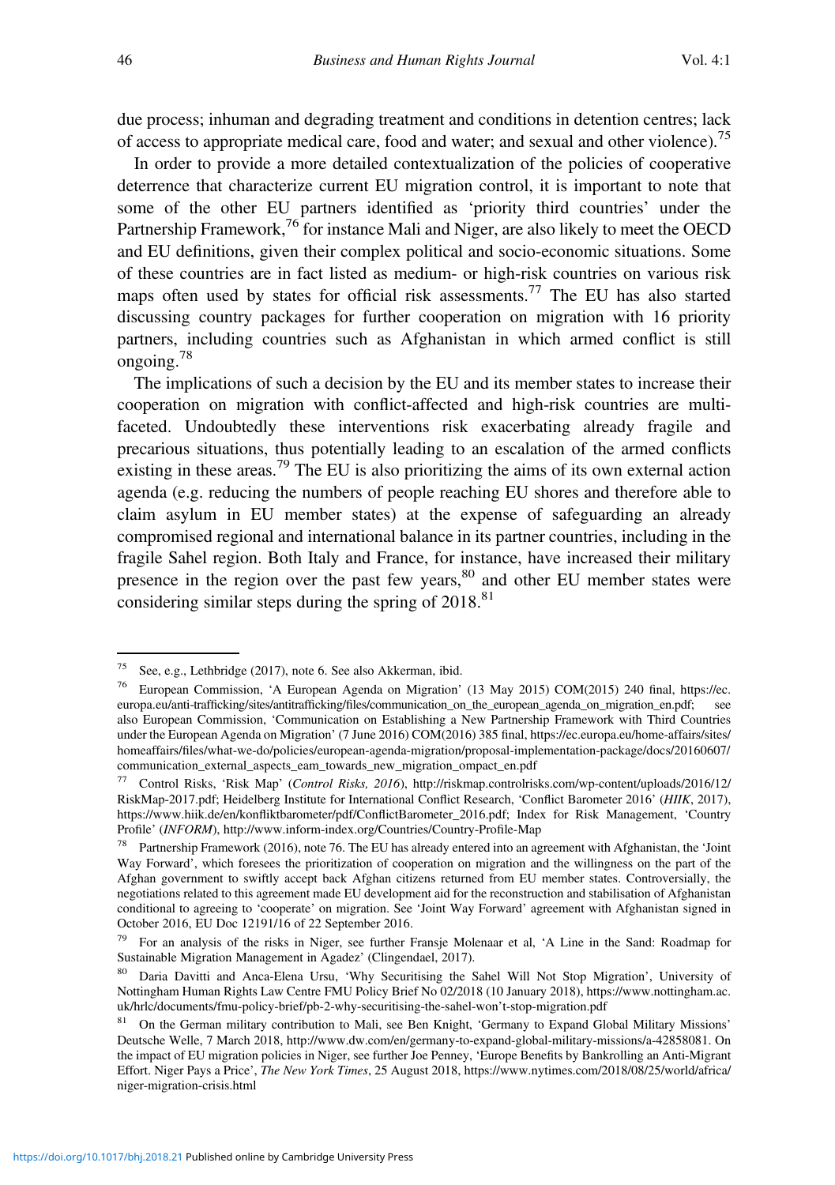due process; inhuman and degrading treatment and conditions in detention centres; lack of access to appropriate medical care, food and water; and sexual and other violence).[75]

In order to provide a more detailed contextualization of the policies of cooperative deterrence that characterize current EU migration control, it is important to note that some of the other EU partners identified as 'priority third countries' under the Partnership Framework,[76] for instance Mali and Niger, are also likely to meet the OECD and EU definitions, given their complex political and socio-economic situations. Some of these countries are in fact listed as medium- or high-risk countries on various risk maps often used by states for official risk assessments.[77] The EU has also started discussing country packages for further cooperation on migration with 16 priority partners, including countries such as Afghanistan in which armed conflict is still ongoing.[78]

The implications of such a decision by the EU and its member states to increase their cooperation on migration with conflict-affected and high-risk countries are multi-faceted. Undoubtedly these interventions risk exacerbating already fragile and precarious situations, thus potentially leading to an escalation of the armed conflicts existing in these areas.[79] The EU is also prioritizing the aims of its own external action agenda (e.g. reducing the numbers of people reaching EU shores and therefore able to claim asylum in EU member states) at the expense of safeguarding an already compromised regional and international balance in its partner countries, including in the fragile Sahel region. Both Italy and France, for instance, have increased their military presence in the region over the past few years,[80] and other EU member states were considering similar steps during the spring of 2018.[81]

---

[75] See, e.g., Lethbridge (2017), note 6. See also Akkerman, ibid.

[76] European Commission, 'A European Agenda on Migration' (13 May 2015) COM(2015) 240 final, https://ec.europa.eu/anti-trafficking/sites/antitrafficking/files/communication_on_the_european_agenda_on_migration_en.pdf; see also European Commission, 'Communication on Establishing a New Partnership Framework with Third Countries under the European Agenda on Migration' (7 June 2016) COM(2016) 385 final, https://ec.europa.eu/home-affairs/sites/homeaffairs/files/what-we-do/policies/european-agenda-migration/proposal-implementation-package/docs/20160607/communication_external_aspects_eam_towards_new_migration_ompact_en.pdf

[77] Control Risks, 'Risk Map' (*Control Risks, 2016*), http://riskmap.controlrisks.com/wp-content/uploads/2016/12/RiskMap-2017.pdf; Heidelberg Institute for International Conflict Research, 'Conflict Barometer 2016' (*HIIK*, 2017), https://www.hiik.de/en/konfliktbarometer/pdf/ConflictBarometer_2016.pdf; Index for Risk Management, 'Country Profile' (*INFORM*), http://www.inform-index.org/Countries/Country-Profile-Map

[78] Partnership Framework (2016), note 76. The EU has already entered into an agreement with Afghanistan, the 'Joint Way Forward', which foresees the prioritization of cooperation on migration and the willingness on the part of the Afghan government to swiftly accept back Afghan citizens returned from EU member states. Controversially, the negotiations related to this agreement made EU development aid for the reconstruction and stabilisation of Afghanistan conditional to agreeing to 'cooperate' on migration. See 'Joint Way Forward' agreement with Afghanistan signed in October 2016, EU Doc 12191/16 of 22 September 2016.

[79] For an analysis of the risks in Niger, see further Fransje Molenaar et al, 'A Line in the Sand: Roadmap for Sustainable Migration Management in Agadez' (Clingendael, 2017).

[80] Daria Davitti and Anca-Elena Ursu, 'Why Securitising the Sahel Will Not Stop Migration', University of Nottingham Human Rights Law Centre FMU Policy Brief No 02/2018 (10 January 2018), https://www.nottingham.ac.uk/hrlc/documents/fmu-policy-brief/pb-2-why-securitising-the-sahel-won't-stop-migration.pdf

[81] On the German military contribution to Mali, see Ben Knight, 'Germany to Expand Global Military Missions' Deutsche Welle, 7 March 2018, http://www.dw.com/en/germany-to-expand-global-military-missions/a-42858081. On the impact of EU migration policies in Niger, see further Joe Penney, 'Europe Benefits by Bankrolling an Anti-Migrant Effort. Niger Pays a Price', *The New York Times*, 25 August 2018, https://www.nytimes.com/2018/08/25/world/africa/niger-migration-crisis.html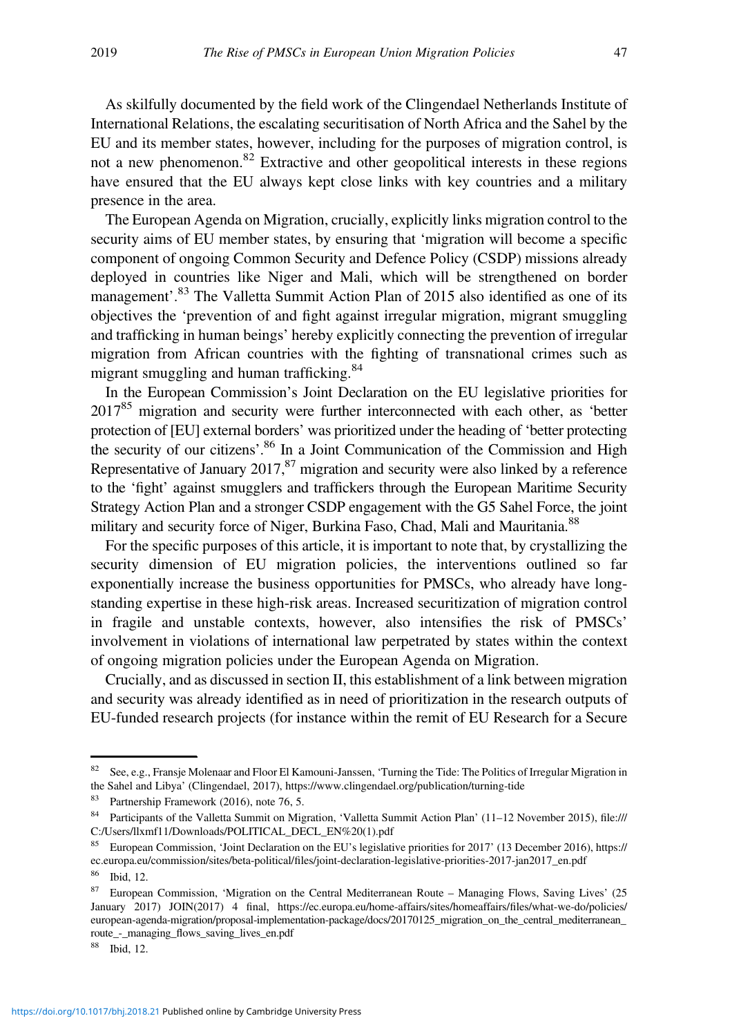As skilfully documented by the field work of the Clingendael Netherlands Institute of International Relations, the escalating securitisation of North Africa and the Sahel by the EU and its member states, however, including for the purposes of migration control, is not a new phenomenon.[82] Extractive and other geopolitical interests in these regions have ensured that the EU always kept close links with key countries and a military presence in the area.

The European Agenda on Migration, crucially, explicitly links migration control to the security aims of EU member states, by ensuring that 'migration will become a specific component of ongoing Common Security and Defence Policy (CSDP) missions already deployed in countries like Niger and Mali, which will be strengthened on border management'.[83] The Valletta Summit Action Plan of 2015 also identified as one of its objectives the 'prevention of and fight against irregular migration, migrant smuggling and trafficking in human beings' hereby explicitly connecting the prevention of irregular migration from African countries with the fighting of transnational crimes such as migrant smuggling and human trafficking.[84]

In the European Commission's Joint Declaration on the EU legislative priorities for 2017[85] migration and security were further interconnected with each other, as 'better protection of [EU] external borders' was prioritized under the heading of 'better protecting the security of our citizens'.[86] In a Joint Communication of the Commission and High Representative of January 2017,[87] migration and security were also linked by a reference to the 'fight' against smugglers and traffickers through the European Maritime Security Strategy Action Plan and a stronger CSDP engagement with the G5 Sahel Force, the joint military and security force of Niger, Burkina Faso, Chad, Mali and Mauritania.[88]

For the specific purposes of this article, it is important to note that, by crystallizing the security dimension of EU migration policies, the interventions outlined so far exponentially increase the business opportunities for PMSCs, who already have long-standing expertise in these high-risk areas. Increased securitization of migration control in fragile and unstable contexts, however, also intensifies the risk of PMSCs' involvement in violations of international law perpetrated by states within the context of ongoing migration policies under the European Agenda on Migration.

Crucially, and as discussed in section II, this establishment of a link between migration and security was already identified as in need of prioritization in the research outputs of EU-funded research projects (for instance within the remit of EU Research for a Secure

---

[82] See, e.g., Fransje Molenaar and Floor El Kamouni-Janssen, 'Turning the Tide: The Politics of Irregular Migration in the Sahel and Libya' (Clingendael, 2017), https://www.clingendael.org/publication/turning-tide

[83] Partnership Framework (2016), note 76, 5.

[84] Participants of the Valletta Summit on Migration, 'Valletta Summit Action Plan' (11–12 November 2015), file:///C:/Users/llxmf11/Downloads/POLITICAL_DECL_EN%20(1).pdf

[85] European Commission, 'Joint Declaration on the EU's legislative priorities for 2017' (13 December 2016), https://ec.europa.eu/commission/sites/beta-political/files/joint-declaration-legislative-priorities-2017-jan2017_en.pdf

[86] Ibid, 12.

[87] European Commission, 'Migration on the Central Mediterranean Route – Managing Flows, Saving Lives' (25 January 2017) JOIN(2017) 4 final, https://ec.europa.eu/home-affairs/sites/homeaffairs/files/what-we-do/policies/european-agenda-migration/proposal-implementation-package/docs/20170125_migration_on_the_central_mediterranean_route_-_managing_flows_saving_lives_en.pdf

[88] Ibid, 12.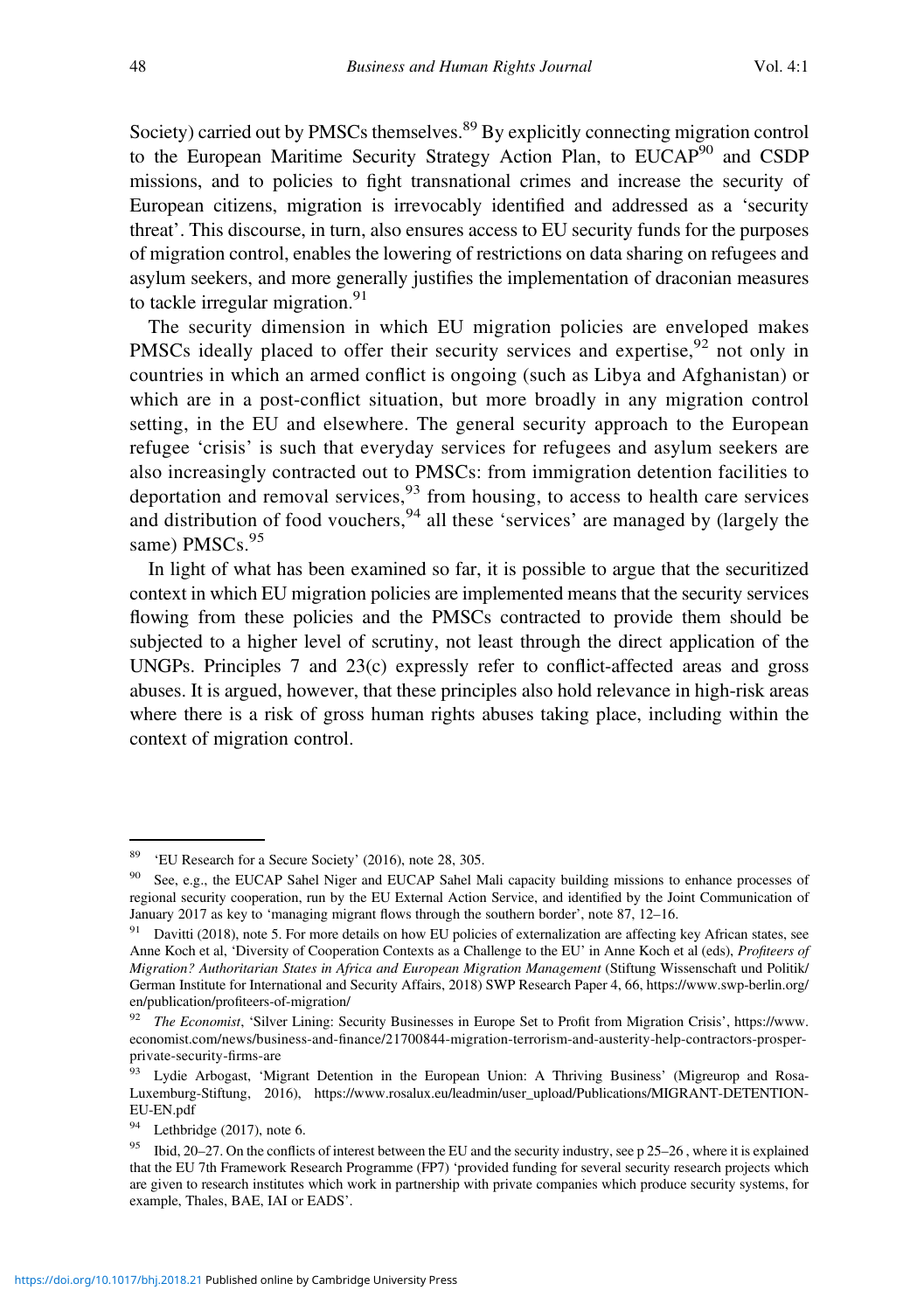Society) carried out by PMSCs themselves.[89] By explicitly connecting migration control to the European Maritime Security Strategy Action Plan, to EUCAP[90] and CSDP missions, and to policies to fight transnational crimes and increase the security of European citizens, migration is irrevocably identified and addressed as a 'security threat'. This discourse, in turn, also ensures access to EU security funds for the purposes of migration control, enables the lowering of restrictions on data sharing on refugees and asylum seekers, and more generally justifies the implementation of draconian measures to tackle irregular migration.[91]

The security dimension in which EU migration policies are enveloped makes PMSCs ideally placed to offer their security services and expertise,[92] not only in countries in which an armed conflict is ongoing (such as Libya and Afghanistan) or which are in a post-conflict situation, but more broadly in any migration control setting, in the EU and elsewhere. The general security approach to the European refugee 'crisis' is such that everyday services for refugees and asylum seekers are also increasingly contracted out to PMSCs: from immigration detention facilities to deportation and removal services,[93] from housing, to access to health care services and distribution of food vouchers,[94] all these 'services' are managed by (largely the same) PMSCs.[95]

In light of what has been examined so far, it is possible to argue that the securitized context in which EU migration policies are implemented means that the security services flowing from these policies and the PMSCs contracted to provide them should be subjected to a higher level of scrutiny, not least through the direct application of the UNGPs. Principles 7 and 23(c) expressly refer to conflict-affected areas and gross abuses. It is argued, however, that these principles also hold relevance in high-risk areas where there is a risk of gross human rights abuses taking place, including within the context of migration control.

---

[89] 'EU Research for a Secure Society' (2016), note 28, 305.

[90] See, e.g., the EUCAP Sahel Niger and EUCAP Sahel Mali capacity building missions to enhance processes of regional security cooperation, run by the EU External Action Service, and identified by the Joint Communication of January 2017 as key to 'managing migrant flows through the southern border', note 87, 12–16.

[91] Davitti (2018), note 5. For more details on how EU policies of externalization are affecting key African states, see Anne Koch et al, 'Diversity of Cooperation Contexts as a Challenge to the EU' in Anne Koch et al (eds), *Profiteers of Migration? Authoritarian States in Africa and European Migration Management* (Stiftung Wissenschaft und Politik/German Institute for International and Security Affairs, 2018) SWP Research Paper 4, 66, https://www.swp-berlin.org/en/publication/profiteers-of-migration/

[92] *The Economist*, 'Silver Lining: Security Businesses in Europe Set to Profit from Migration Crisis', https://www.economist.com/news/business-and-finance/21700844-migration-terrorism-and-austerity-help-contractors-prosper-private-security-firms-are

[93] Lydie Arbogast, 'Migrant Detention in the European Union: A Thriving Business' (Migreurop and Rosa-Luxemburg-Stiftung, 2016), https://www.rosalux.eu/leadmin/user_upload/Publications/MIGRANT-DETENTION-EU-EN.pdf

[94] Lethbridge (2017), note 6.

[95] Ibid, 20–27. On the conflicts of interest between the EU and the security industry, see p 25–26 , where it is explained that the EU 7th Framework Research Programme (FP7) 'provided funding for several security research projects which are given to research institutes which work in partnership with private companies which produce security systems, for example, Thales, BAE, IAI or EADS'.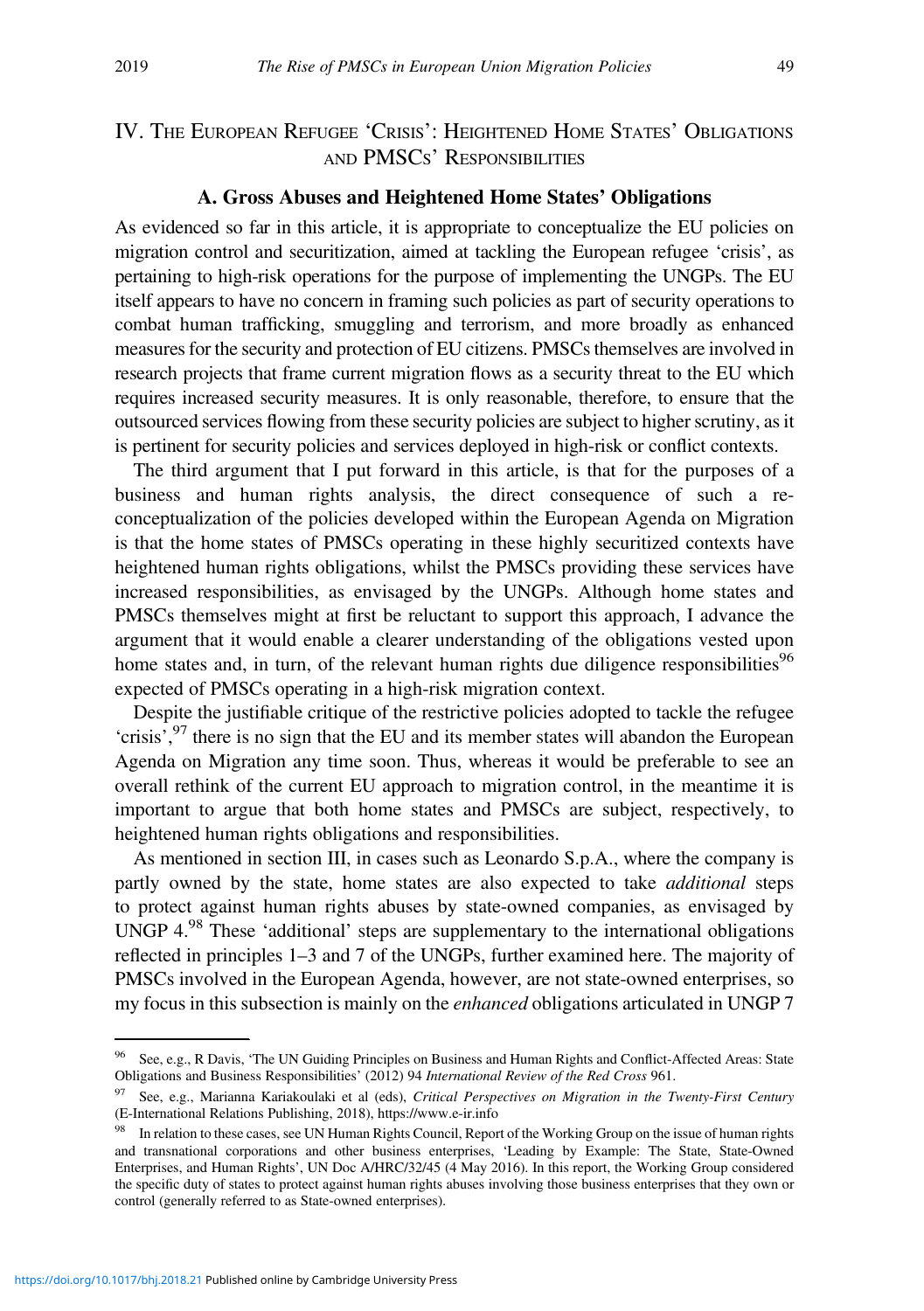## IV. The European Refugee 'Crisis': Heightened Home States' Obligations and PMSCs' Responsibilities

### A. Gross Abuses and Heightened Home States' Obligations

As evidenced so far in this article, it is appropriate to conceptualize the EU policies on migration control and securitization, aimed at tackling the European refugee 'crisis', as pertaining to high-risk operations for the purpose of implementing the UNGPs. The EU itself appears to have no concern in framing such policies as part of security operations to combat human trafficking, smuggling and terrorism, and more broadly as enhanced measures for the security and protection of EU citizens. PMSCs themselves are involved in research projects that frame current migration flows as a security threat to the EU which requires increased security measures. It is only reasonable, therefore, to ensure that the outsourced services flowing from these security policies are subject to higher scrutiny, as it is pertinent for security policies and services deployed in high-risk or conflict contexts.

The third argument that I put forward in this article, is that for the purposes of a business and human rights analysis, the direct consequence of such a re-conceptualization of the policies developed within the European Agenda on Migration is that the home states of PMSCs operating in these highly securitized contexts have heightened human rights obligations, whilst the PMSCs providing these services have increased responsibilities, as envisaged by the UNGPs. Although home states and PMSCs themselves might at first be reluctant to support this approach, I advance the argument that it would enable a clearer understanding of the obligations vested upon home states and, in turn, of the relevant human rights due diligence responsibilities[96] expected of PMSCs operating in a high-risk migration context.

Despite the justifiable critique of the restrictive policies adopted to tackle the refugee 'crisis',[97] there is no sign that the EU and its member states will abandon the European Agenda on Migration any time soon. Thus, whereas it would be preferable to see an overall rethink of the current EU approach to migration control, in the meantime it is important to argue that both home states and PMSCs are subject, respectively, to heightened human rights obligations and responsibilities.

As mentioned in section III, in cases such as Leonardo S.p.A., where the company is partly owned by the state, home states are also expected to take *additional* steps to protect against human rights abuses by state-owned companies, as envisaged by UNGP 4.[98] These 'additional' steps are supplementary to the international obligations reflected in principles 1–3 and 7 of the UNGPs, further examined here. The majority of PMSCs involved in the European Agenda, however, are not state-owned enterprises, so my focus in this subsection is mainly on the *enhanced* obligations articulated in UNGP 7

---

[96] See, e.g., R Davis, 'The UN Guiding Principles on Business and Human Rights and Conflict-Affected Areas: State Obligations and Business Responsibilities' (2012) 94 *International Review of the Red Cross* 961.

[97] See, e.g., Marianna Kariakoulaki et al (eds), *Critical Perspectives on Migration in the Twenty-First Century* (E-International Relations Publishing, 2018), https://www.e-ir.info

[98] In relation to these cases, see UN Human Rights Council, Report of the Working Group on the issue of human rights and transnational corporations and other business enterprises, 'Leading by Example: The State, State-Owned Enterprises, and Human Rights', UN Doc A/HRC/32/45 (4 May 2016). In this report, the Working Group considered the specific duty of states to protect against human rights abuses involving those business enterprises that they own or control (generally referred to as State-owned enterprises).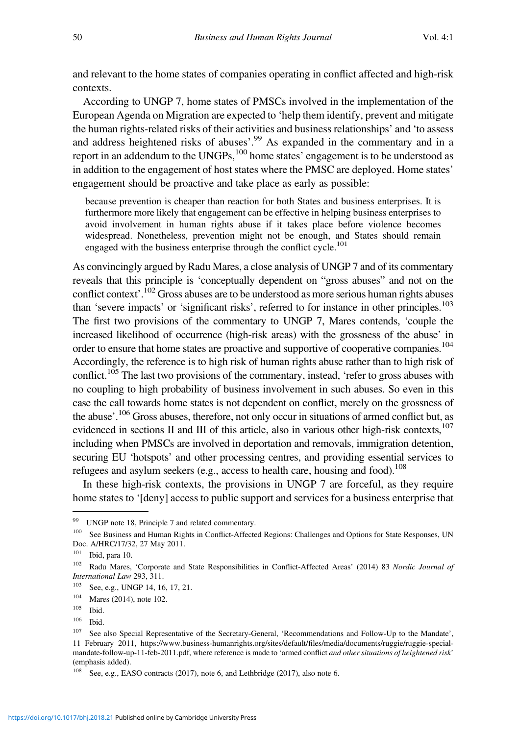and relevant to the home states of companies operating in conflict affected and high-risk contexts.

According to UNGP 7, home states of PMSCs involved in the implementation of the European Agenda on Migration are expected to 'help them identify, prevent and mitigate the human rights-related risks of their activities and business relationships' and 'to assess and address heightened risks of abuses'.[99] As expanded in the commentary and in a report in an addendum to the UNGPs,[100] home states' engagement is to be understood as in addition to the engagement of host states where the PMSC are deployed. Home states' engagement should be proactive and take place as early as possible:

> because prevention is cheaper than reaction for both States and business enterprises. It is furthermore more likely that engagement can be effective in helping business enterprises to avoid involvement in human rights abuse if it takes place before violence becomes widespread. Nonetheless, prevention might not be enough, and States should remain engaged with the business enterprise through the conflict cycle.[101]

As convincingly argued by Radu Mares, a close analysis of UNGP 7 and of its commentary reveals that this principle is 'conceptually dependent on "gross abuses" and not on the conflict context'.[102] Gross abuses are to be understood as more serious human rights abuses than 'severe impacts' or 'significant risks', referred to for instance in other principles.[103] The first two provisions of the commentary to UNGP 7, Mares contends, 'couple the increased likelihood of occurrence (high-risk areas) with the grossness of the abuse' in order to ensure that home states are proactive and supportive of cooperative companies.[104] Accordingly, the reference is to high risk of human rights abuse rather than to high risk of conflict.[105] The last two provisions of the commentary, instead, 'refer to gross abuses with no coupling to high probability of business involvement in such abuses. So even in this case the call towards home states is not dependent on conflict, merely on the grossness of the abuse'.[106] Gross abuses, therefore, not only occur in situations of armed conflict but, as evidenced in sections II and III of this article, also in various other high-risk contexts,[107] including when PMSCs are involved in deportation and removals, immigration detention, securing EU 'hotspots' and other processing centres, and providing essential services to refugees and asylum seekers (e.g., access to health care, housing and food).[108]

In these high-risk contexts, the provisions in UNGP 7 are forceful, as they require home states to '[deny] access to public support and services for a business enterprise that

---

[99] UNGP note 18, Principle 7 and related commentary.

[100] See Business and Human Rights in Conflict-Affected Regions: Challenges and Options for State Responses, UN Doc. A/HRC/17/32, 27 May 2011.

[101] Ibid, para 10.

[102] Radu Mares, 'Corporate and State Responsibilities in Conflict-Affected Areas' (2014) 83 *Nordic Journal of International Law* 293, 311.

[103] See, e.g., UNGP 14, 16, 17, 21.

[104] Mares (2014), note 102.

[105] Ibid.

[106] Ibid.

[107] See also Special Representative of the Secretary-General, 'Recommendations and Follow-Up to the Mandate', 11 February 2011, https://www.business-humanrights.org/sites/default/files/media/documents/ruggie/ruggie-special-mandate-follow-up-11-feb-2011.pdf, where reference is made to 'armed conflict *and other situations of heightened risk*' (emphasis added).

[108] See, e.g., EASO contracts (2017), note 6, and Lethbridge (2017), also note 6.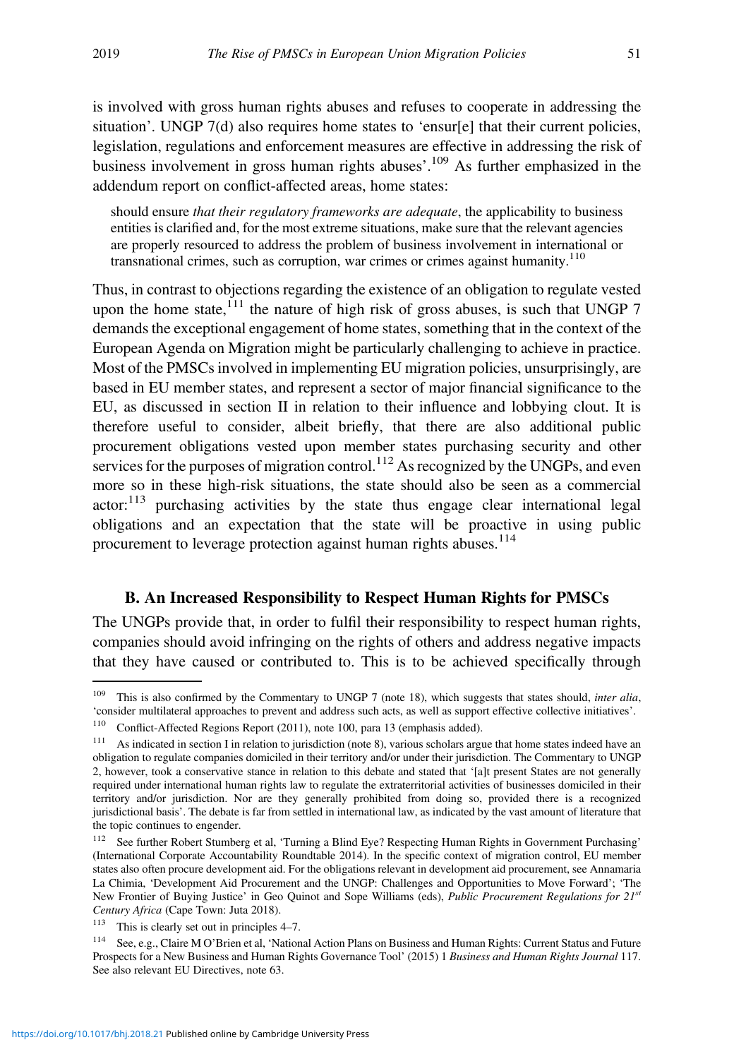is involved with gross human rights abuses and refuses to cooperate in addressing the situation'. UNGP 7(d) also requires home states to 'ensur[e] that their current policies, legislation, regulations and enforcement measures are effective in addressing the risk of business involvement in gross human rights abuses'.[109] As further emphasized in the addendum report on conflict-affected areas, home states:

> should ensure *that their regulatory frameworks are adequate*, the applicability to business entities is clarified and, for the most extreme situations, make sure that the relevant agencies are properly resourced to address the problem of business involvement in international or transnational crimes, such as corruption, war crimes or crimes against humanity.[110]

Thus, in contrast to objections regarding the existence of an obligation to regulate vested upon the home state,[111] the nature of high risk of gross abuses, is such that UNGP 7 demands the exceptional engagement of home states, something that in the context of the European Agenda on Migration might be particularly challenging to achieve in practice. Most of the PMSCs involved in implementing EU migration policies, unsurprisingly, are based in EU member states, and represent a sector of major financial significance to the EU, as discussed in section II in relation to their influence and lobbying clout. It is therefore useful to consider, albeit briefly, that there are also additional public procurement obligations vested upon member states purchasing security and other services for the purposes of migration control.[112] As recognized by the UNGPs, and even more so in these high-risk situations, the state should also be seen as a commercial actor:[113] purchasing activities by the state thus engage clear international legal obligations and an expectation that the state will be proactive in using public procurement to leverage protection against human rights abuses.[114]

### B. An Increased Responsibility to Respect Human Rights for PMSCs

The UNGPs provide that, in order to fulfil their responsibility to respect human rights, companies should avoid infringing on the rights of others and address negative impacts that they have caused or contributed to. This is to be achieved specifically through

---

[109] This is also confirmed by the Commentary to UNGP 7 (note 18), which suggests that states should, *inter alia*, 'consider multilateral approaches to prevent and address such acts, as well as support effective collective initiatives'.

[110] Conflict-Affected Regions Report (2011), note 100, para 13 (emphasis added).

[111] As indicated in section I in relation to jurisdiction (note 8), various scholars argue that home states indeed have an obligation to regulate companies domiciled in their territory and/or under their jurisdiction. The Commentary to UNGP 2, however, took a conservative stance in relation to this debate and stated that '[a]t present States are not generally required under international human rights law to regulate the extraterritorial activities of businesses domiciled in their territory and/or jurisdiction. Nor are they generally prohibited from doing so, provided there is a recognized jurisdictional basis'. The debate is far from settled in international law, as indicated by the vast amount of literature that the topic continues to engender.

[112] See further Robert Stumberg et al, 'Turning a Blind Eye? Respecting Human Rights in Government Purchasing' (International Corporate Accountability Roundtable 2014). In the specific context of migration control, EU member states also often procure development aid. For the obligations relevant in development aid procurement, see Annamaria La Chimia, 'Development Aid Procurement and the UNGP: Challenges and Opportunities to Move Forward'; 'The New Frontier of Buying Justice' in Geo Quinot and Sope Williams (eds), *Public Procurement Regulations for 21st Century Africa* (Cape Town: Juta 2018).

[113] This is clearly set out in principles 4–7.

[114] See, e.g., Claire M O'Brien et al, 'National Action Plans on Business and Human Rights: Current Status and Future Prospects for a New Business and Human Rights Governance Tool' (2015) 1 *Business and Human Rights Journal* 117. See also relevant EU Directives, note 63.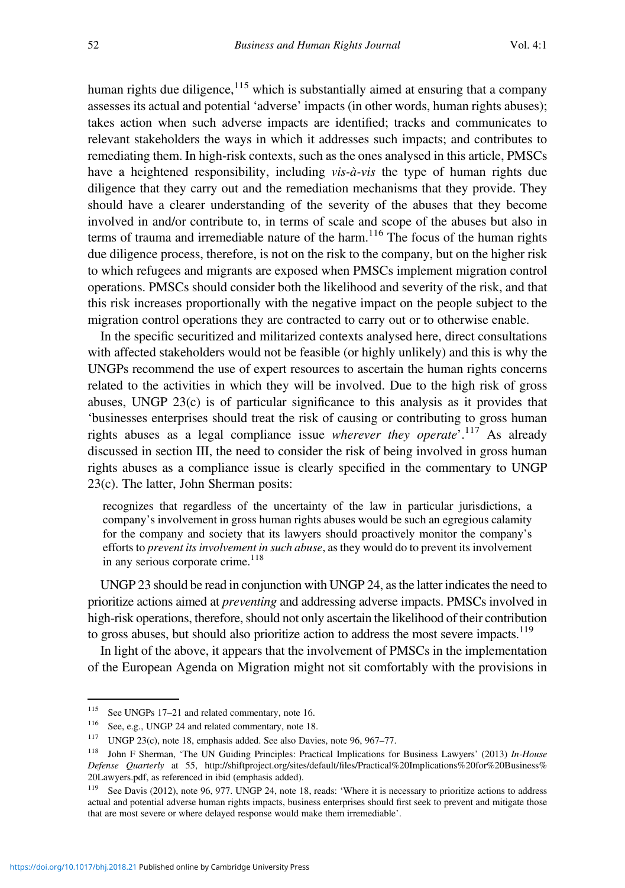human rights due diligence,[115] which is substantially aimed at ensuring that a company assesses its actual and potential 'adverse' impacts (in other words, human rights abuses); takes action when such adverse impacts are identified; tracks and communicates to relevant stakeholders the ways in which it addresses such impacts; and contributes to remediating them. In high-risk contexts, such as the ones analysed in this article, PMSCs have a heightened responsibility, including *vis-à-vis* the type of human rights due diligence that they carry out and the remediation mechanisms that they provide. They should have a clearer understanding of the severity of the abuses that they become involved in and/or contribute to, in terms of scale and scope of the abuses but also in terms of trauma and irremediable nature of the harm.[116] The focus of the human rights due diligence process, therefore, is not on the risk to the company, but on the higher risk to which refugees and migrants are exposed when PMSCs implement migration control operations. PMSCs should consider both the likelihood and severity of the risk, and that this risk increases proportionally with the negative impact on the people subject to the migration control operations they are contracted to carry out or to otherwise enable.

In the specific securitized and militarized contexts analysed here, direct consultations with affected stakeholders would not be feasible (or highly unlikely) and this is why the UNGPs recommend the use of expert resources to ascertain the human rights concerns related to the activities in which they will be involved. Due to the high risk of gross abuses, UNGP 23(c) is of particular significance to this analysis as it provides that 'businesses enterprises should treat the risk of causing or contributing to gross human rights abuses as a legal compliance issue *wherever they operate*'.[117] As already discussed in section III, the need to consider the risk of being involved in gross human rights abuses as a compliance issue is clearly specified in the commentary to UNGP 23(c). The latter, John Sherman posits:

> recognizes that regardless of the uncertainty of the law in particular jurisdictions, a company's involvement in gross human rights abuses would be such an egregious calamity for the company and society that its lawyers should proactively monitor the company's efforts to *prevent its involvement in such abuse*, as they would do to prevent its involvement in any serious corporate crime.[118]

UNGP 23 should be read in conjunction with UNGP 24, as the latter indicates the need to prioritize actions aimed at *preventing* and addressing adverse impacts. PMSCs involved in high-risk operations, therefore, should not only ascertain the likelihood of their contribution to gross abuses, but should also prioritize action to address the most severe impacts.[119]

In light of the above, it appears that the involvement of PMSCs in the implementation of the European Agenda on Migration might not sit comfortably with the provisions in

---

[115] See UNGPs 17–21 and related commentary, note 16.

[116] See, e.g., UNGP 24 and related commentary, note 18.

[117] UNGP 23(c), note 18, emphasis added. See also Davies, note 96, 967–77.

[118] John F Sherman, 'The UN Guiding Principles: Practical Implications for Business Lawyers' (2013) *In-House Defense Quarterly* at 55, http://shiftproject.org/sites/default/files/Practical%20Implications%20for%20Business%20Lawyers.pdf, as referenced in ibid (emphasis added).

[119] See Davis (2012), note 96, 977. UNGP 24, note 18, reads: 'Where it is necessary to prioritize actions to address actual and potential adverse human rights impacts, business enterprises should first seek to prevent and mitigate those that are most severe or where delayed response would make them irremediable'.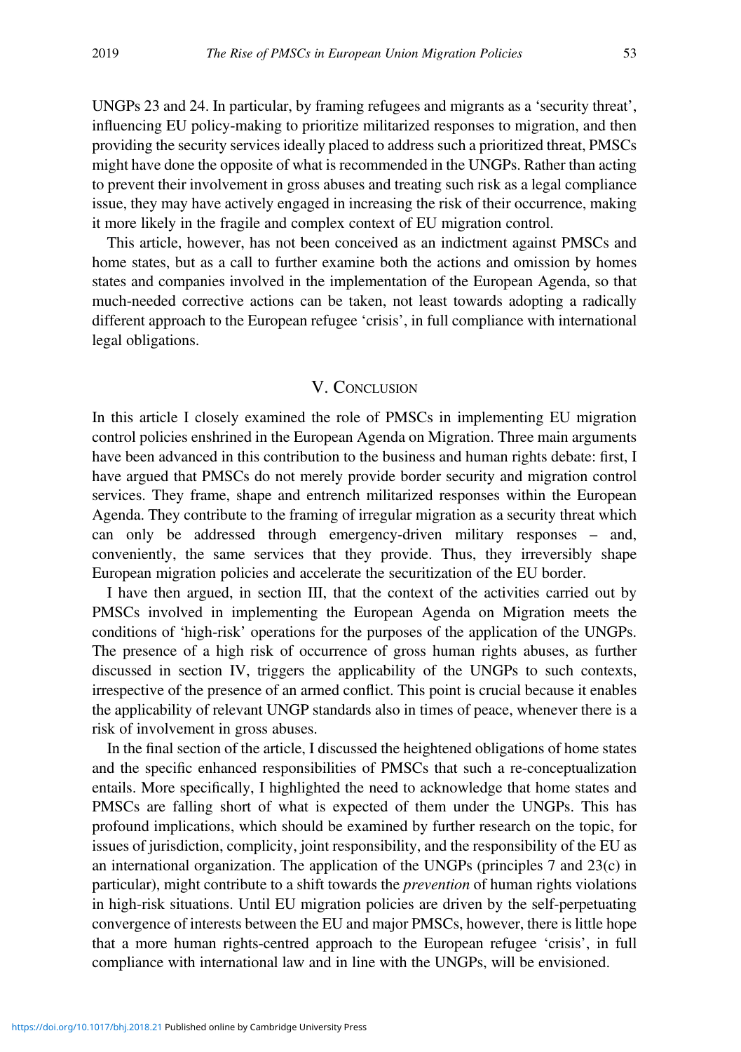UNGPs 23 and 24. In particular, by framing refugees and migrants as a 'security threat', influencing EU policy-making to prioritize militarized responses to migration, and then providing the security services ideally placed to address such a prioritized threat, PMSCs might have done the opposite of what is recommended in the UNGPs. Rather than acting to prevent their involvement in gross abuses and treating such risk as a legal compliance issue, they may have actively engaged in increasing the risk of their occurrence, making it more likely in the fragile and complex context of EU migration control.

This article, however, has not been conceived as an indictment against PMSCs and home states, but as a call to further examine both the actions and omission by homes states and companies involved in the implementation of the European Agenda, so that much-needed corrective actions can be taken, not least towards adopting a radically different approach to the European refugee 'crisis', in full compliance with international legal obligations.

## V. Conclusion

In this article I closely examined the role of PMSCs in implementing EU migration control policies enshrined in the European Agenda on Migration. Three main arguments have been advanced in this contribution to the business and human rights debate: first, I have argued that PMSCs do not merely provide border security and migration control services. They frame, shape and entrench militarized responses within the European Agenda. They contribute to the framing of irregular migration as a security threat which can only be addressed through emergency-driven military responses – and, conveniently, the same services that they provide. Thus, they irreversibly shape European migration policies and accelerate the securitization of the EU border.

I have then argued, in section III, that the context of the activities carried out by PMSCs involved in implementing the European Agenda on Migration meets the conditions of 'high-risk' operations for the purposes of the application of the UNGPs. The presence of a high risk of occurrence of gross human rights abuses, as further discussed in section IV, triggers the applicability of the UNGPs to such contexts, irrespective of the presence of an armed conflict. This point is crucial because it enables the applicability of relevant UNGP standards also in times of peace, whenever there is a risk of involvement in gross abuses.

In the final section of the article, I discussed the heightened obligations of home states and the specific enhanced responsibilities of PMSCs that such a re-conceptualization entails. More specifically, I highlighted the need to acknowledge that home states and PMSCs are falling short of what is expected of them under the UNGPs. This has profound implications, which should be examined by further research on the topic, for issues of jurisdiction, complicity, joint responsibility, and the responsibility of the EU as an international organization. The application of the UNGPs (principles 7 and 23(c) in particular), might contribute to a shift towards the *prevention* of human rights violations in high-risk situations. Until EU migration policies are driven by the self-perpetuating convergence of interests between the EU and major PMSCs, however, there is little hope that a more human rights-centred approach to the European refugee 'crisis', in full compliance with international law and in line with the UNGPs, will be envisioned.